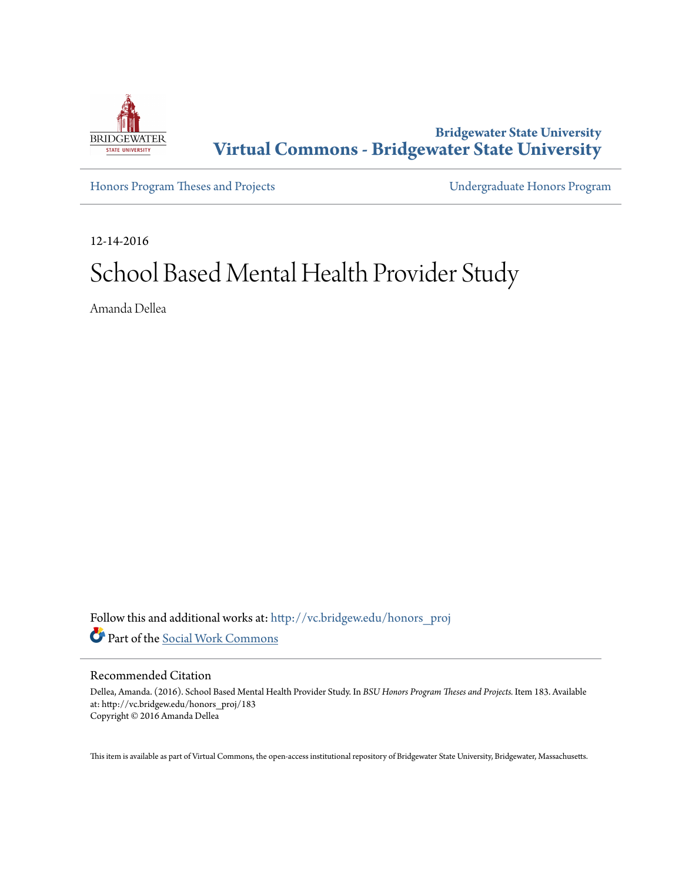**Bridgewater State University**

**Virtual Commons - Bridgewater State University**

Honors Program Theses and Projects | Undergraduate Honors Program

12-14-2016

# School Based Mental Health Provider Study

Amanda Dellea

Follow this and additional works at: http://vc.bridgew.edu/honors_proj

Part of the Social Work Commons

## Recommended Citation

Dellea, Amanda. (2016). School Based Mental Health Provider Study. In *BSU Honors Program Theses and Projects.* Item 183. Available at: http://vc.bridgew.edu/honors_proj/183

Copyright © 2016 Amanda Dellea

This item is available as part of Virtual Commons, the open-access institutional repository of Bridgewater State University, Bridgewater, Massachusetts.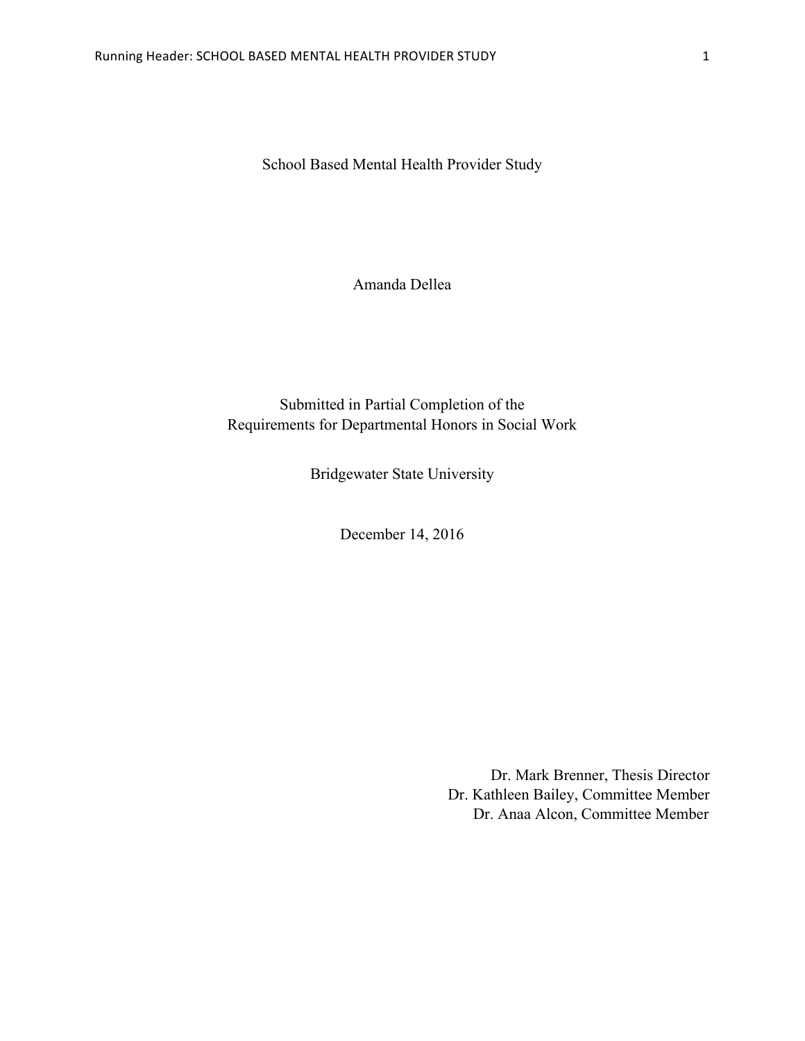# School Based Mental Health Provider Study

Amanda Dellea

Submitted in Partial Completion of the
Requirements for Departmental Honors in Social Work

Bridgewater State University

December 14, 2016

Dr. Mark Brenner, Thesis Director
Dr. Kathleen Bailey, Committee Member
Dr. Anaa Alcon, Committee Member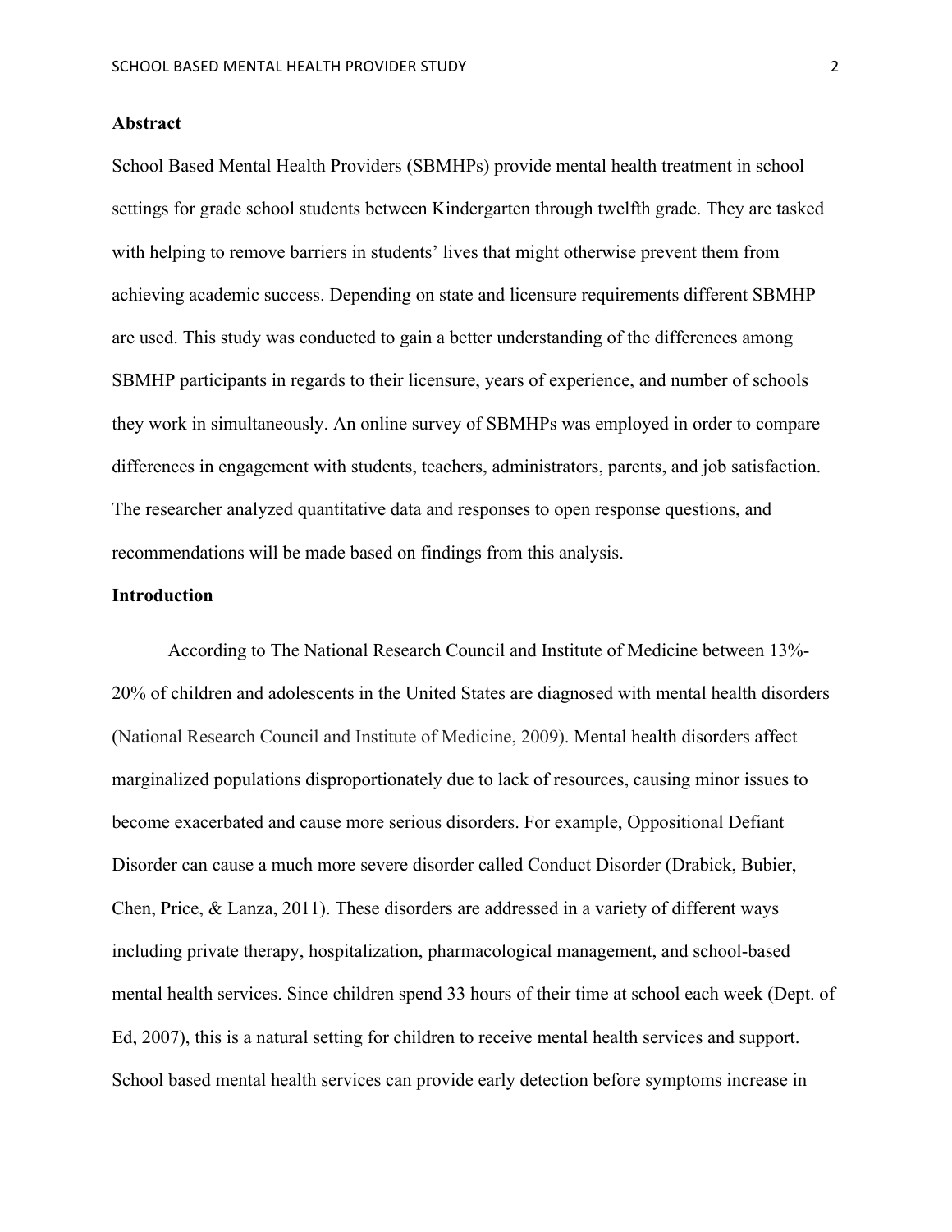## Abstract

School Based Mental Health Providers (SBMHPs) provide mental health treatment in school settings for grade school students between Kindergarten through twelfth grade. They are tasked with helping to remove barriers in students' lives that might otherwise prevent them from achieving academic success. Depending on state and licensure requirements different SBMHP are used. This study was conducted to gain a better understanding of the differences among SBMHP participants in regards to their licensure, years of experience, and number of schools they work in simultaneously. An online survey of SBMHPs was employed in order to compare differences in engagement with students, teachers, administrators, parents, and job satisfaction. The researcher analyzed quantitative data and responses to open response questions, and recommendations will be made based on findings from this analysis.

## Introduction

According to The National Research Council and Institute of Medicine between 13%-20% of children and adolescents in the United States are diagnosed with mental health disorders (National Research Council and Institute of Medicine, 2009). Mental health disorders affect marginalized populations disproportionately due to lack of resources, causing minor issues to become exacerbated and cause more serious disorders. For example, Oppositional Defiant Disorder can cause a much more severe disorder called Conduct Disorder (Drabick, Bubier, Chen, Price, & Lanza, 2011). These disorders are addressed in a variety of different ways including private therapy, hospitalization, pharmacological management, and school-based mental health services. Since children spend 33 hours of their time at school each week (Dept. of Ed, 2007), this is a natural setting for children to receive mental health services and support. School based mental health services can provide early detection before symptoms increase in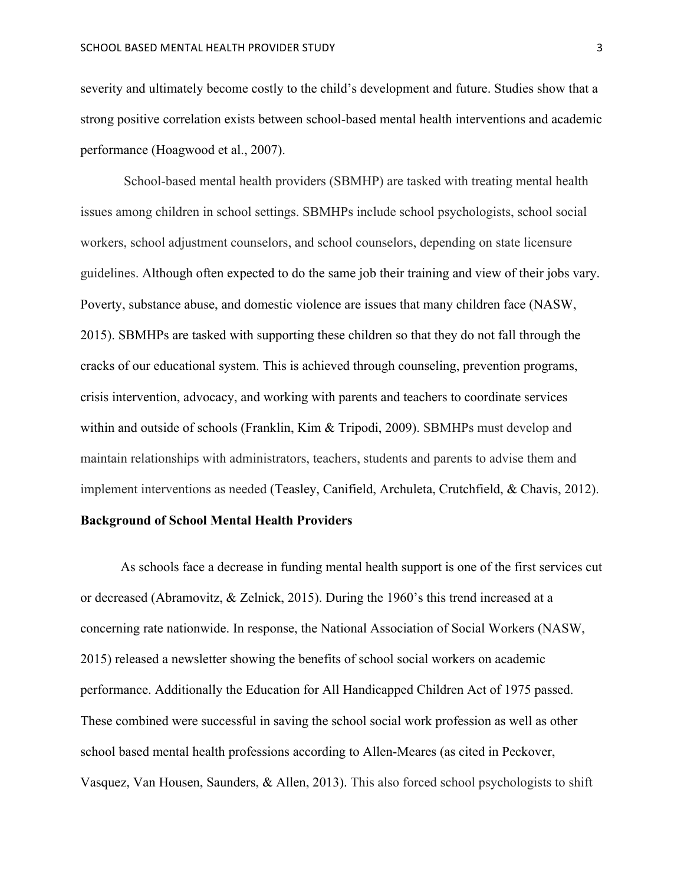severity and ultimately become costly to the child's development and future. Studies show that a strong positive correlation exists between school-based mental health interventions and academic performance (Hoagwood et al., 2007).

School-based mental health providers (SBMHP) are tasked with treating mental health issues among children in school settings. SBMHPs include school psychologists, school social workers, school adjustment counselors, and school counselors, depending on state licensure guidelines. Although often expected to do the same job their training and view of their jobs vary. Poverty, substance abuse, and domestic violence are issues that many children face (NASW, 2015). SBMHPs are tasked with supporting these children so that they do not fall through the cracks of our educational system. This is achieved through counseling, prevention programs, crisis intervention, advocacy, and working with parents and teachers to coordinate services within and outside of schools (Franklin, Kim & Tripodi, 2009). SBMHPs must develop and maintain relationships with administrators, teachers, students and parents to advise them and implement interventions as needed (Teasley, Canifield, Archuleta, Crutchfield, & Chavis, 2012).

**Background of School Mental Health Providers**

As schools face a decrease in funding mental health support is one of the first services cut or decreased (Abramovitz, & Zelnick, 2015). During the 1960's this trend increased at a concerning rate nationwide. In response, the National Association of Social Workers (NASW, 2015) released a newsletter showing the benefits of school social workers on academic performance. Additionally the Education for All Handicapped Children Act of 1975 passed. These combined were successful in saving the school social work profession as well as other school based mental health professions according to Allen-Meares (as cited in Peckover, Vasquez, Van Housen, Saunders, & Allen, 2013). This also forced school psychologists to shift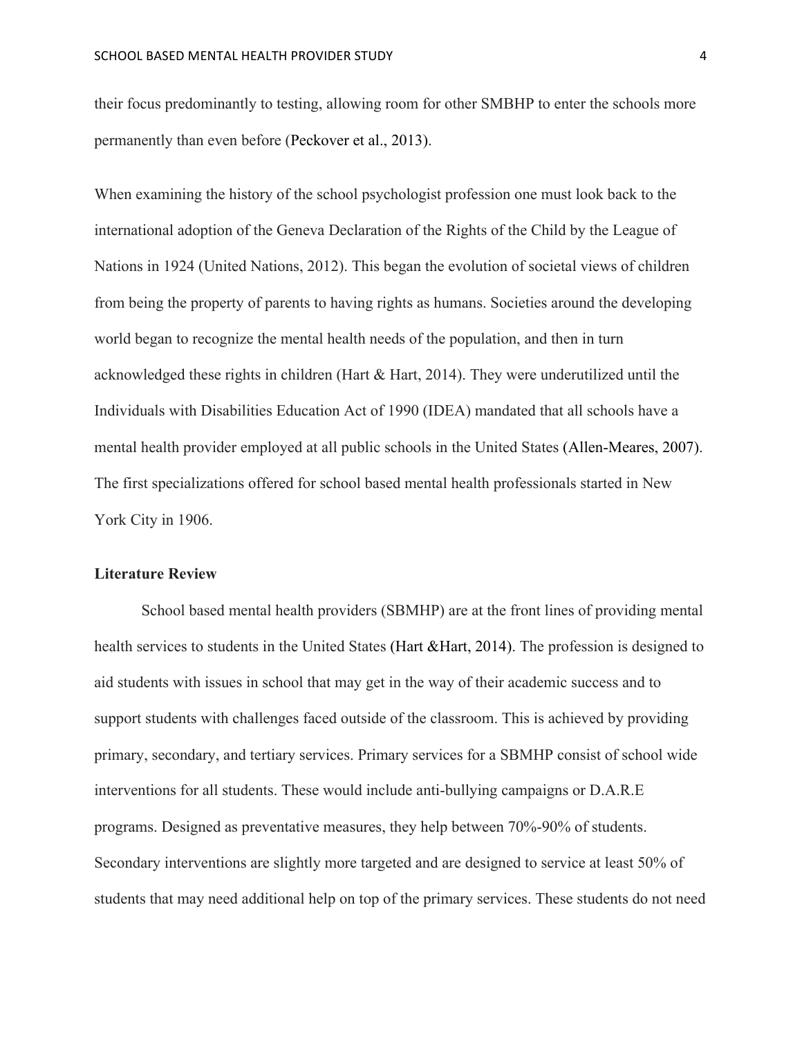their focus predominantly to testing, allowing room for other SMBHP to enter the schools more permanently than even before (Peckover et al., 2013).

When examining the history of the school psychologist profession one must look back to the international adoption of the Geneva Declaration of the Rights of the Child by the League of Nations in 1924 (United Nations, 2012). This began the evolution of societal views of children from being the property of parents to having rights as humans. Societies around the developing world began to recognize the mental health needs of the population, and then in turn acknowledged these rights in children (Hart & Hart, 2014). They were underutilized until the Individuals with Disabilities Education Act of 1990 (IDEA) mandated that all schools have a mental health provider employed at all public schools in the United States (Allen-Meares, 2007). The first specializations offered for school based mental health professionals started in New York City in 1906.

**Literature Review**

School based mental health providers (SBMHP) are at the front lines of providing mental health services to students in the United States (Hart &Hart, 2014). The profession is designed to aid students with issues in school that may get in the way of their academic success and to support students with challenges faced outside of the classroom. This is achieved by providing primary, secondary, and tertiary services. Primary services for a SBMHP consist of school wide interventions for all students. These would include anti-bullying campaigns or D.A.R.E programs. Designed as preventative measures, they help between 70%-90% of students. Secondary interventions are slightly more targeted and are designed to service at least 50% of students that may need additional help on top of the primary services. These students do not need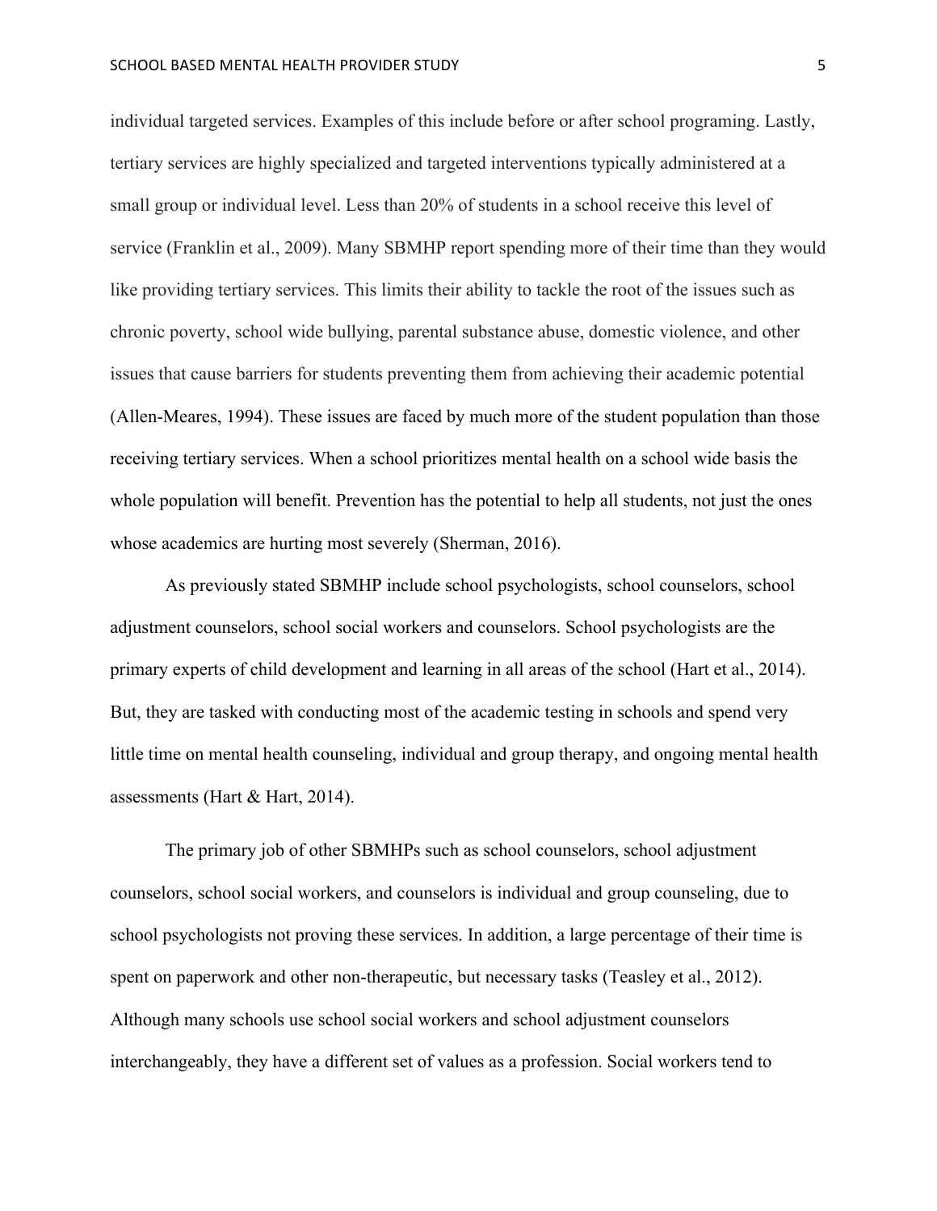individual targeted services. Examples of this include before or after school programing. Lastly, tertiary services are highly specialized and targeted interventions typically administered at a small group or individual level. Less than 20% of students in a school receive this level of service (Franklin et al., 2009). Many SBMHP report spending more of their time than they would like providing tertiary services. This limits their ability to tackle the root of the issues such as chronic poverty, school wide bullying, parental substance abuse, domestic violence, and other issues that cause barriers for students preventing them from achieving their academic potential (Allen-Meares, 1994). These issues are faced by much more of the student population than those receiving tertiary services. When a school prioritizes mental health on a school wide basis the whole population will benefit. Prevention has the potential to help all students, not just the ones whose academics are hurting most severely (Sherman, 2016).

As previously stated SBMHP include school psychologists, school counselors, school adjustment counselors, school social workers and counselors. School psychologists are the primary experts of child development and learning in all areas of the school (Hart et al., 2014). But, they are tasked with conducting most of the academic testing in schools and spend very little time on mental health counseling, individual and group therapy, and ongoing mental health assessments (Hart & Hart, 2014).

The primary job of other SBMHPs such as school counselors, school adjustment counselors, school social workers, and counselors is individual and group counseling, due to school psychologists not proving these services. In addition, a large percentage of their time is spent on paperwork and other non-therapeutic, but necessary tasks (Teasley et al., 2012). Although many schools use school social workers and school adjustment counselors interchangeably, they have a different set of values as a profession. Social workers tend to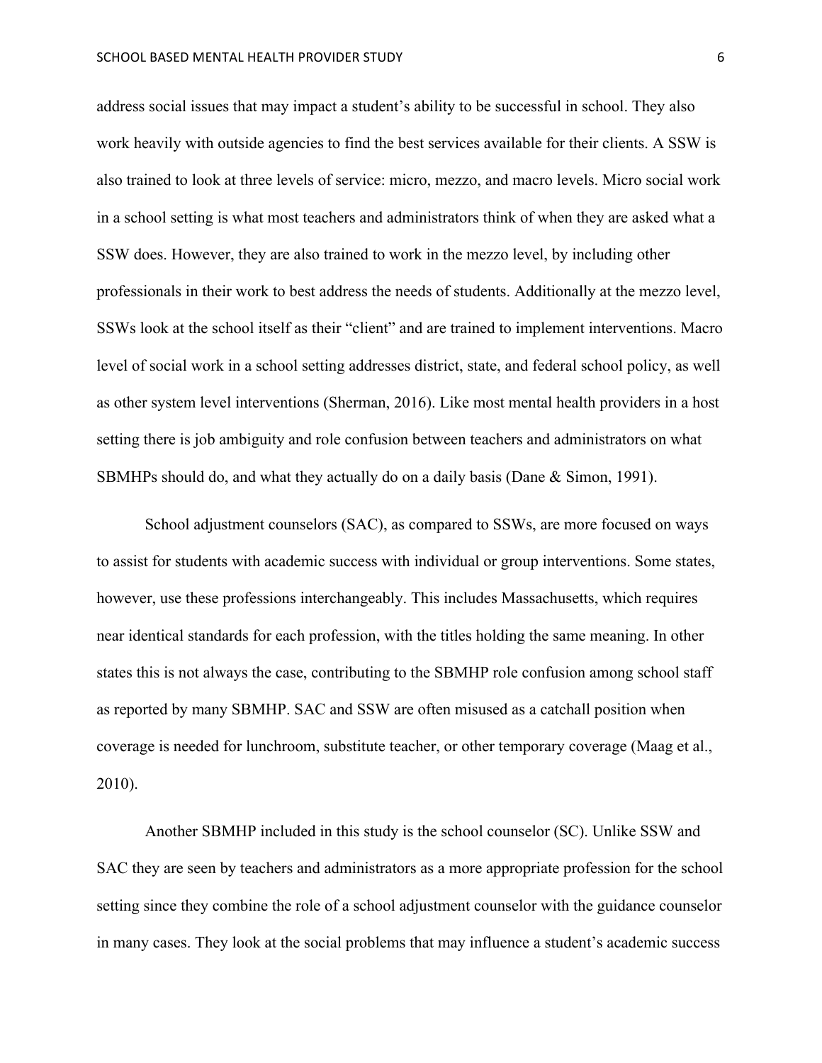address social issues that may impact a student's ability to be successful in school. They also work heavily with outside agencies to find the best services available for their clients. A SSW is also trained to look at three levels of service: micro, mezzo, and macro levels. Micro social work in a school setting is what most teachers and administrators think of when they are asked what a SSW does. However, they are also trained to work in the mezzo level, by including other professionals in their work to best address the needs of students. Additionally at the mezzo level, SSWs look at the school itself as their "client" and are trained to implement interventions. Macro level of social work in a school setting addresses district, state, and federal school policy, as well as other system level interventions (Sherman, 2016). Like most mental health providers in a host setting there is job ambiguity and role confusion between teachers and administrators on what SBMHPs should do, and what they actually do on a daily basis (Dane & Simon, 1991).

School adjustment counselors (SAC), as compared to SSWs, are more focused on ways to assist for students with academic success with individual or group interventions. Some states, however, use these professions interchangeably. This includes Massachusetts, which requires near identical standards for each profession, with the titles holding the same meaning. In other states this is not always the case, contributing to the SBMHP role confusion among school staff as reported by many SBMHP. SAC and SSW are often misused as a catchall position when coverage is needed for lunchroom, substitute teacher, or other temporary coverage (Maag et al., 2010).

Another SBMHP included in this study is the school counselor (SC). Unlike SSW and SAC they are seen by teachers and administrators as a more appropriate profession for the school setting since they combine the role of a school adjustment counselor with the guidance counselor in many cases. They look at the social problems that may influence a student's academic success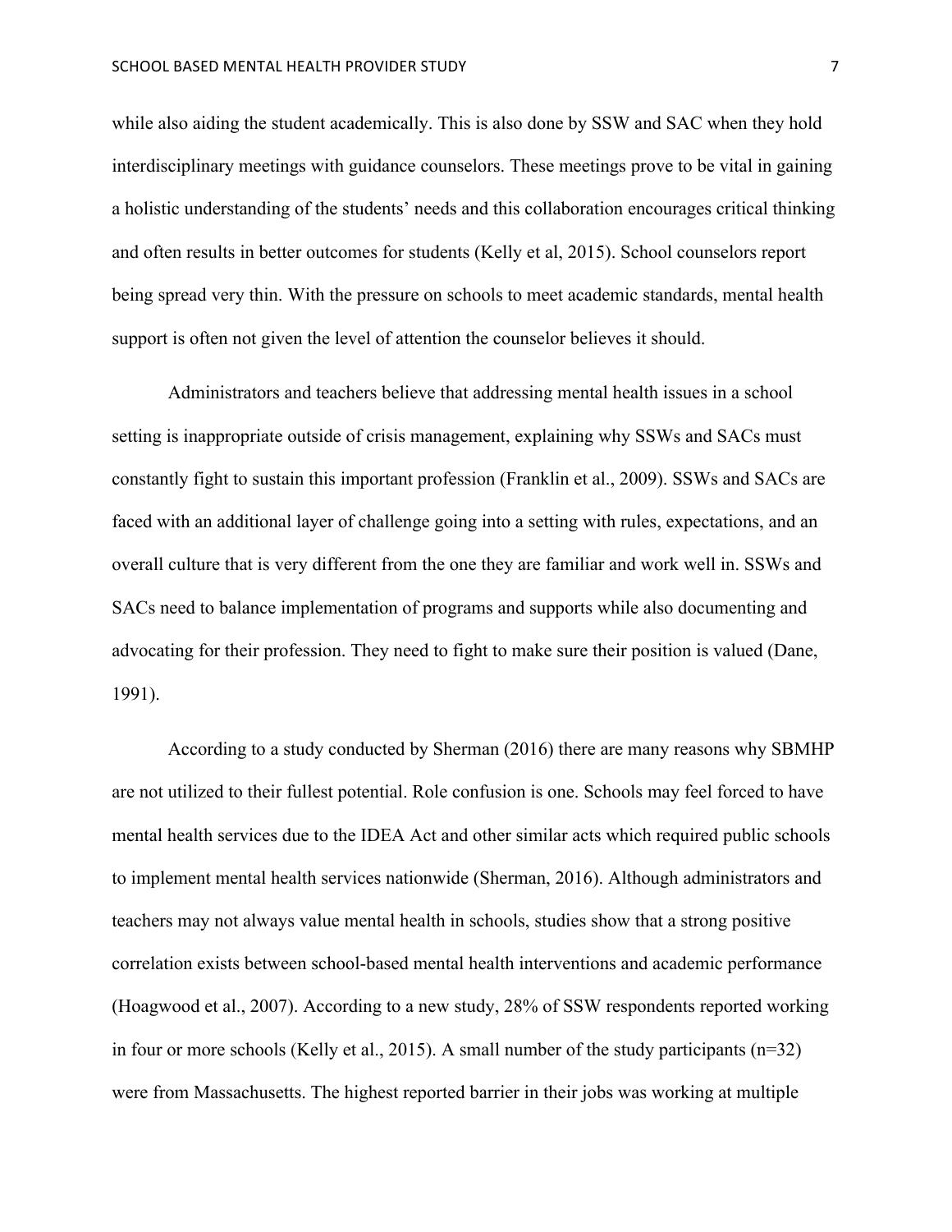while also aiding the student academically. This is also done by SSW and SAC when they hold interdisciplinary meetings with guidance counselors. These meetings prove to be vital in gaining a holistic understanding of the students' needs and this collaboration encourages critical thinking and often results in better outcomes for students (Kelly et al, 2015). School counselors report being spread very thin. With the pressure on schools to meet academic standards, mental health support is often not given the level of attention the counselor believes it should.

Administrators and teachers believe that addressing mental health issues in a school setting is inappropriate outside of crisis management, explaining why SSWs and SACs must constantly fight to sustain this important profession (Franklin et al., 2009). SSWs and SACs are faced with an additional layer of challenge going into a setting with rules, expectations, and an overall culture that is very different from the one they are familiar and work well in. SSWs and SACs need to balance implementation of programs and supports while also documenting and advocating for their profession. They need to fight to make sure their position is valued (Dane, 1991).

According to a study conducted by Sherman (2016) there are many reasons why SBMHP are not utilized to their fullest potential. Role confusion is one. Schools may feel forced to have mental health services due to the IDEA Act and other similar acts which required public schools to implement mental health services nationwide (Sherman, 2016). Although administrators and teachers may not always value mental health in schools, studies show that a strong positive correlation exists between school-based mental health interventions and academic performance (Hoagwood et al., 2007). According to a new study, 28% of SSW respondents reported working in four or more schools (Kelly et al., 2015). A small number of the study participants (n=32) were from Massachusetts. The highest reported barrier in their jobs was working at multiple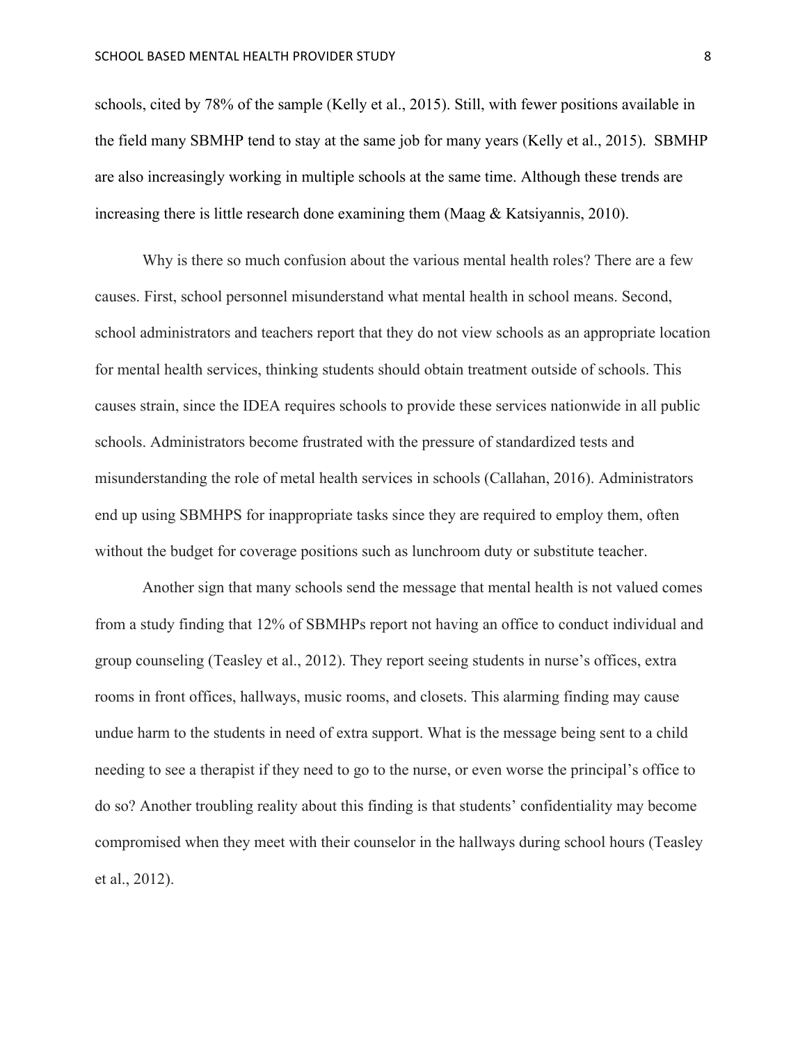schools, cited by 78% of the sample (Kelly et al., 2015). Still, with fewer positions available in the field many SBMHP tend to stay at the same job for many years (Kelly et al., 2015). SBMHP are also increasingly working in multiple schools at the same time. Although these trends are increasing there is little research done examining them (Maag & Katsiyannis, 2010).

Why is there so much confusion about the various mental health roles? There are a few causes. First, school personnel misunderstand what mental health in school means. Second, school administrators and teachers report that they do not view schools as an appropriate location for mental health services, thinking students should obtain treatment outside of schools. This causes strain, since the IDEA requires schools to provide these services nationwide in all public schools. Administrators become frustrated with the pressure of standardized tests and misunderstanding the role of metal health services in schools (Callahan, 2016). Administrators end up using SBMHPS for inappropriate tasks since they are required to employ them, often without the budget for coverage positions such as lunchroom duty or substitute teacher.

Another sign that many schools send the message that mental health is not valued comes from a study finding that 12% of SBMHPs report not having an office to conduct individual and group counseling (Teasley et al., 2012). They report seeing students in nurse's offices, extra rooms in front offices, hallways, music rooms, and closets. This alarming finding may cause undue harm to the students in need of extra support. What is the message being sent to a child needing to see a therapist if they need to go to the nurse, or even worse the principal's office to do so? Another troubling reality about this finding is that students' confidentiality may become compromised when they meet with their counselor in the hallways during school hours (Teasley et al., 2012).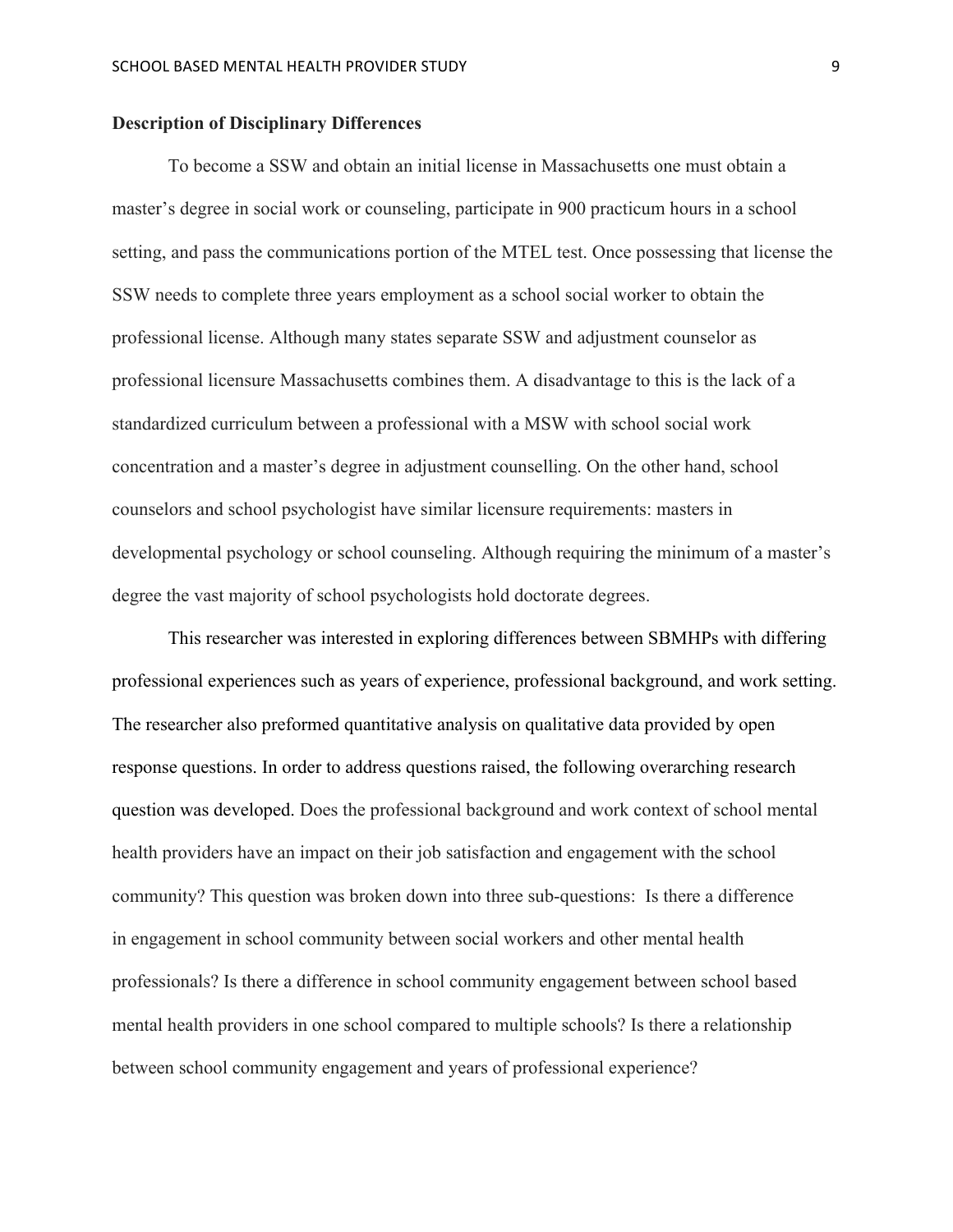**Description of Disciplinary Differences**

To become a SSW and obtain an initial license in Massachusetts one must obtain a master's degree in social work or counseling, participate in 900 practicum hours in a school setting, and pass the communications portion of the MTEL test. Once possessing that license the SSW needs to complete three years employment as a school social worker to obtain the professional license. Although many states separate SSW and adjustment counselor as professional licensure Massachusetts combines them. A disadvantage to this is the lack of a standardized curriculum between a professional with a MSW with school social work concentration and a master's degree in adjustment counselling. On the other hand, school counselors and school psychologist have similar licensure requirements: masters in developmental psychology or school counseling. Although requiring the minimum of a master's degree the vast majority of school psychologists hold doctorate degrees.

This researcher was interested in exploring differences between SBMHPs with differing professional experiences such as years of experience, professional background, and work setting. The researcher also preformed quantitative analysis on qualitative data provided by open response questions. In order to address questions raised, the following overarching research question was developed. Does the professional background and work context of school mental health providers have an impact on their job satisfaction and engagement with the school community? This question was broken down into three sub-questions: Is there a difference in engagement in school community between social workers and other mental health professionals? Is there a difference in school community engagement between school based mental health providers in one school compared to multiple schools? Is there a relationship between school community engagement and years of professional experience?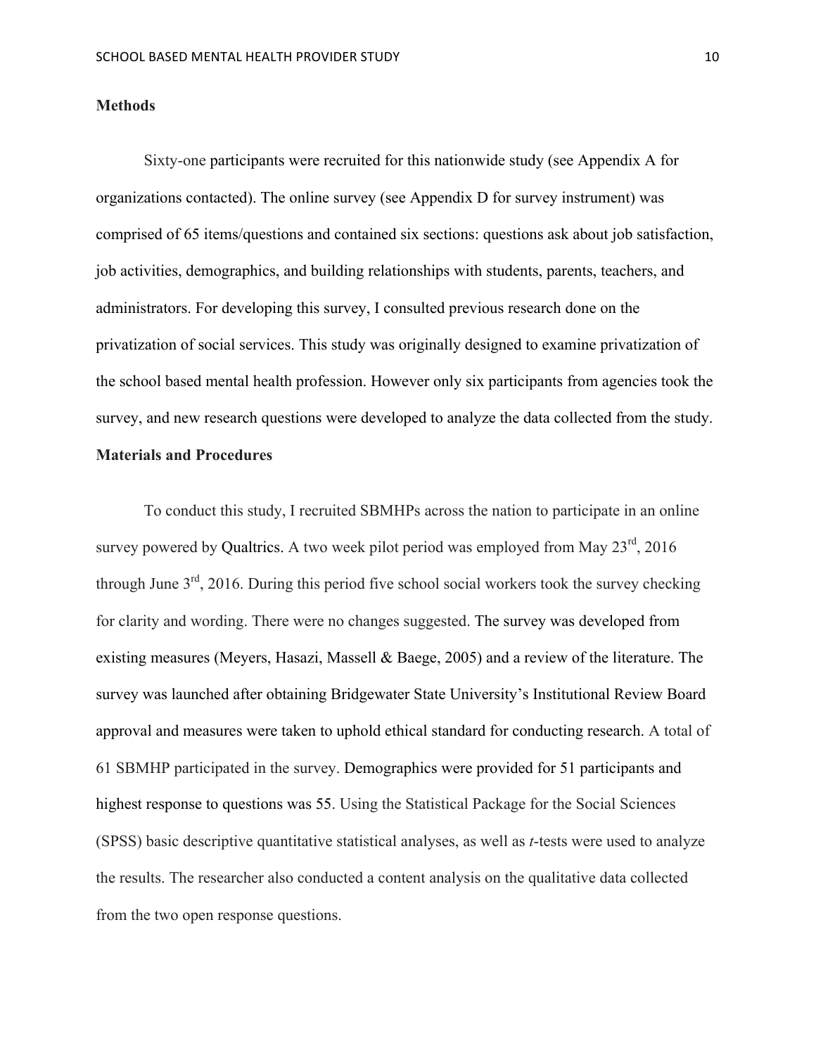**Methods**

Sixty-one participants were recruited for this nationwide study (see Appendix A for organizations contacted). The online survey (see Appendix D for survey instrument) was comprised of 65 items/questions and contained six sections: questions ask about job satisfaction, job activities, demographics, and building relationships with students, parents, teachers, and administrators. For developing this survey, I consulted previous research done on the privatization of social services. This study was originally designed to examine privatization of the school based mental health profession. However only six participants from agencies took the survey, and new research questions were developed to analyze the data collected from the study.

**Materials and Procedures**

To conduct this study, I recruited SBMHPs across the nation to participate in an online survey powered by Qualtrics. A two week pilot period was employed from May 23rd, 2016 through June 3rd, 2016. During this period five school social workers took the survey checking for clarity and wording. There were no changes suggested. The survey was developed from existing measures (Meyers, Hasazi, Massell & Baege, 2005) and a review of the literature. The survey was launched after obtaining Bridgewater State University's Institutional Review Board approval and measures were taken to uphold ethical standard for conducting research. A total of 61 SBMHP participated in the survey. Demographics were provided for 51 participants and highest response to questions was 55. Using the Statistical Package for the Social Sciences (SPSS) basic descriptive quantitative statistical analyses, as well as *t*-tests were used to analyze the results. The researcher also conducted a content analysis on the qualitative data collected from the two open response questions.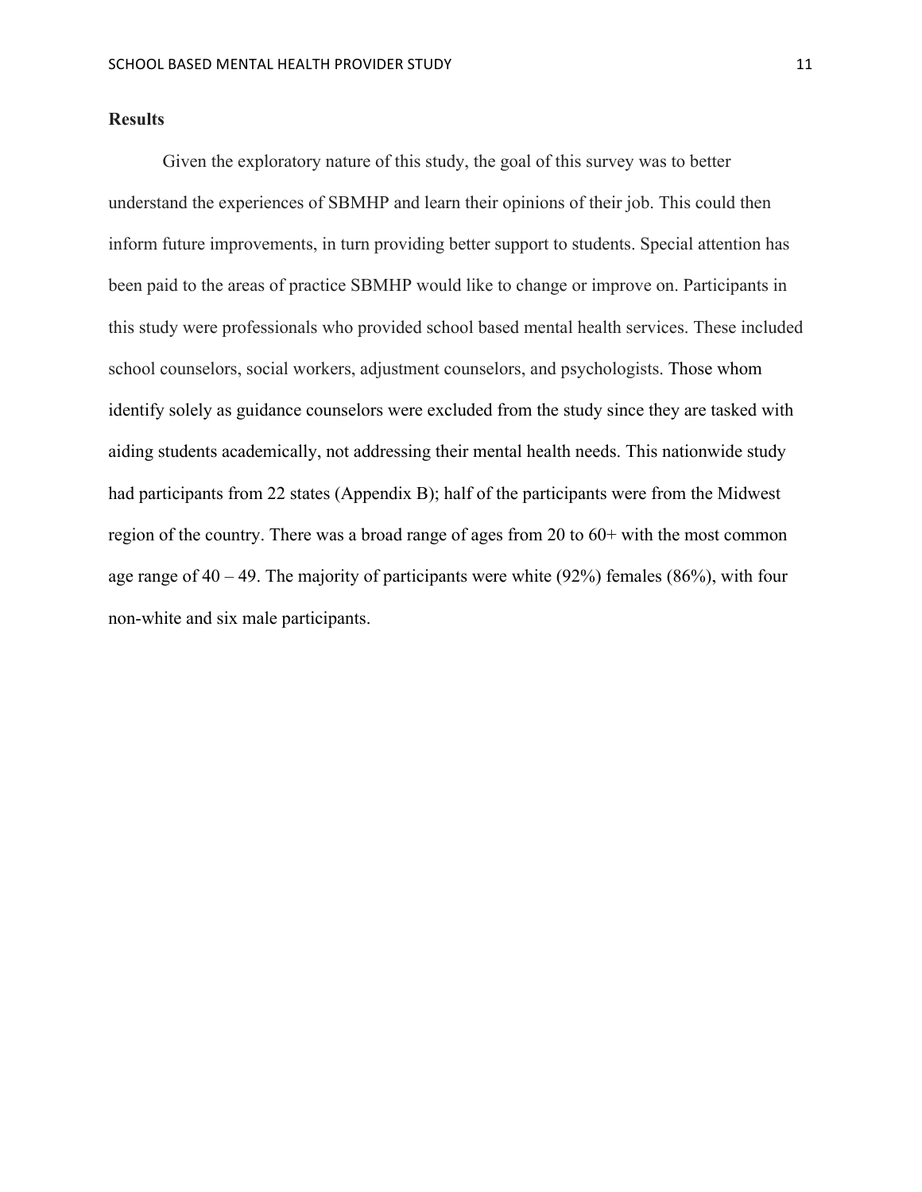## Results

Given the exploratory nature of this study, the goal of this survey was to better understand the experiences of SBMHP and learn their opinions of their job. This could then inform future improvements, in turn providing better support to students. Special attention has been paid to the areas of practice SBMHP would like to change or improve on. Participants in this study were professionals who provided school based mental health services. These included school counselors, social workers, adjustment counselors, and psychologists. Those whom identify solely as guidance counselors were excluded from the study since they are tasked with aiding students academically, not addressing their mental health needs. This nationwide study had participants from 22 states (Appendix B); half of the participants were from the Midwest region of the country. There was a broad range of ages from 20 to 60+ with the most common age range of 40 – 49. The majority of participants were white (92%) females (86%), with four non-white and six male participants.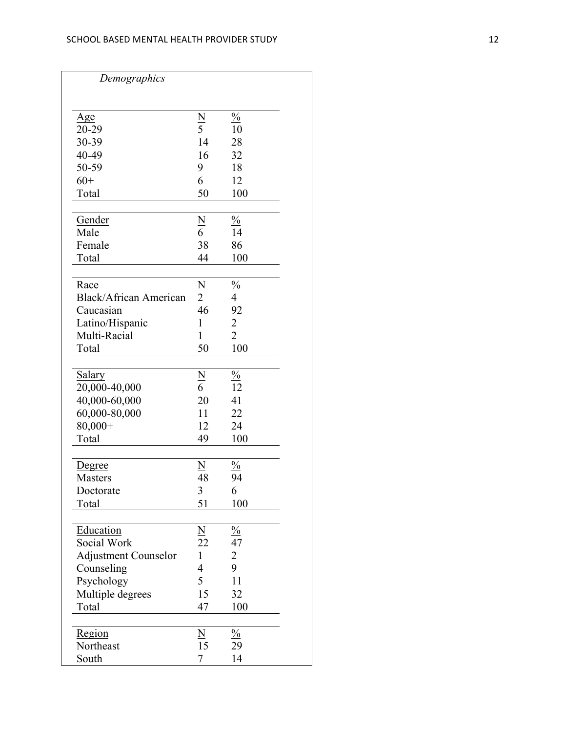*Demographics*

| Age | N | % |
|---|---|---|
| 20-29 | 5 | 10 |
| 30-39 | 14 | 28 |
| 40-49 | 16 | 32 |
| 50-59 | 9 | 18 |
| 60+ | 6 | 12 |
| Total | 50 | 100 |

| Gender | N | % |
|---|---|---|
| Male | 6 | 14 |
| Female | 38 | 86 |
| Total | 44 | 100 |

| Race | N | % |
|---|---|---|
| Black/African American | 2 | 4 |
| Caucasian | 46 | 92 |
| Latino/Hispanic | 1 | 2 |
| Multi-Racial | 1 | 2 |
| Total | 50 | 100 |

| Salary | N | % |
|---|---|---|
| 20,000-40,000 | 6 | 12 |
| 40,000-60,000 | 20 | 41 |
| 60,000-80,000 | 11 | 22 |
| 80,000+ | 12 | 24 |
| Total | 49 | 100 |

| Degree | N | % |
|---|---|---|
| Masters | 48 | 94 |
| Doctorate | 3 | 6 |
| Total | 51 | 100 |

| Education | N | % |
|---|---|---|
| Social Work | 22 | 47 |
| Adjustment Counselor | 1 | 2 |
| Counseling | 4 | 9 |
| Psychology | 5 | 11 |
| Multiple degrees | 15 | 32 |
| Total | 47 | 100 |

| Region | N | % |
|---|---|---|
| Northeast | 15 | 29 |
| South | 7 | 14 |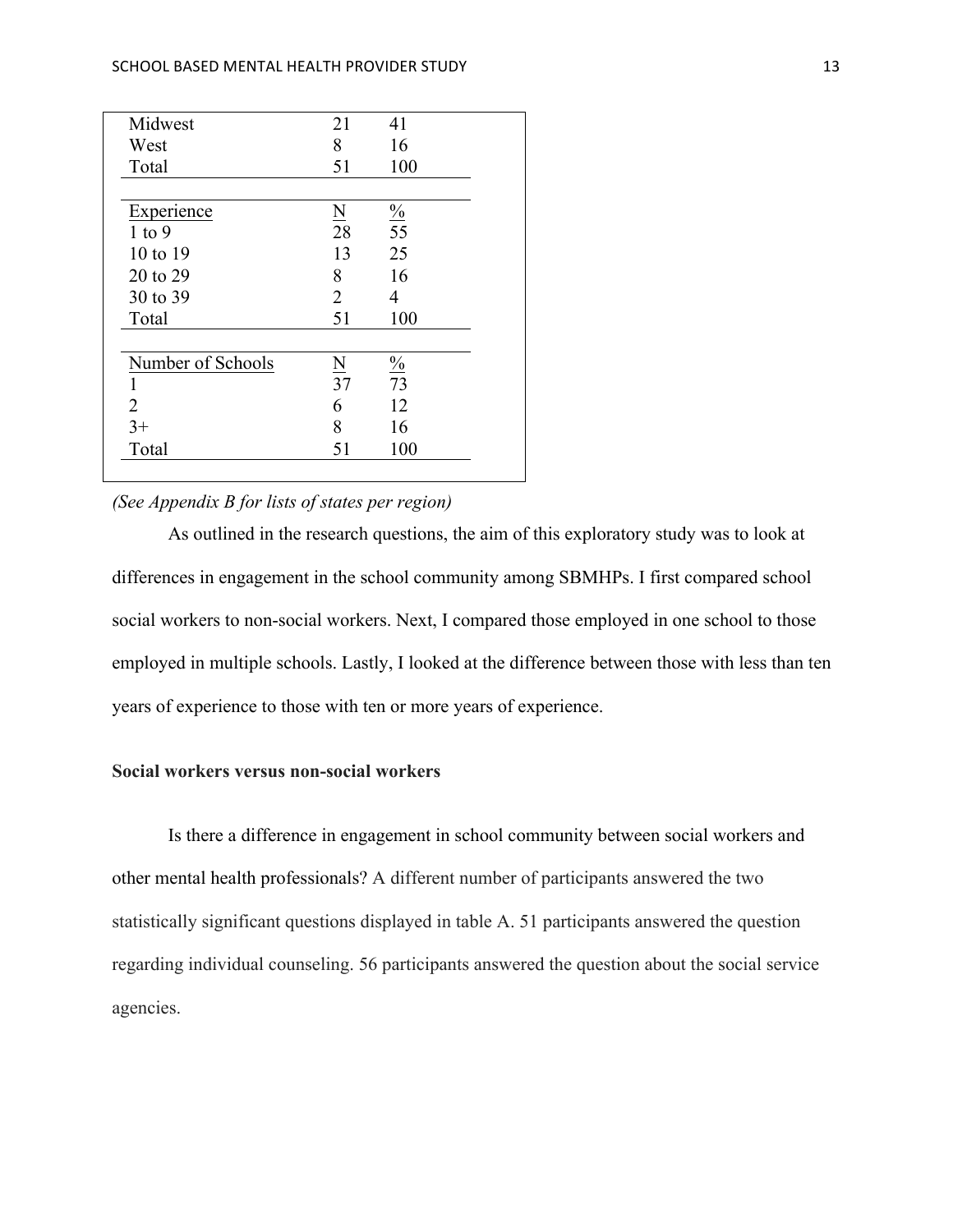| | | |
|---|---|---|
| Midwest | 21 | 41 |
| West | 8 | 16 |
| Total | 51 | 100 |
| | | |
| Experience | N | % |
| 1 to 9 | 28 | 55 |
| 10 to 19 | 13 | 25 |
| 20 to 29 | 8 | 16 |
| 30 to 39 | 2 | 4 |
| Total | 51 | 100 |
| | | |
| Number of Schools | N | % |
| 1 | 37 | 73 |
| 2 | 6 | 12 |
| 3+ | 8 | 16 |
| Total | 51 | 100 |

*(See Appendix B for lists of states per region)*

As outlined in the research questions, the aim of this exploratory study was to look at differences in engagement in the school community among SBMHPs. I first compared school social workers to non-social workers. Next, I compared those employed in one school to those employed in multiple schools. Lastly, I looked at the difference between those with less than ten years of experience to those with ten or more years of experience.

**Social workers versus non-social workers**

Is there a difference in engagement in school community between social workers and other mental health professionals? A different number of participants answered the two statistically significant questions displayed in table A. 51 participants answered the question regarding individual counseling. 56 participants answered the question about the social service agencies.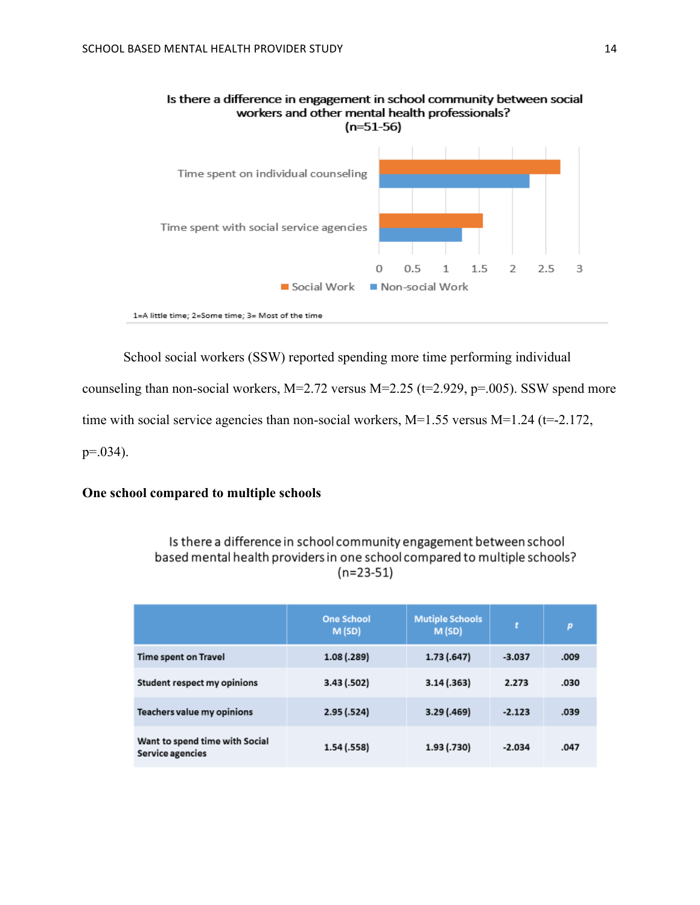Is there a difference in engagement in school community between social workers and other mental health professionals?
(n=51-56)

1=A little time; 2=Some time; 3= Most of the time

School social workers (SSW) reported spending more time performing individual counseling than non-social workers, M=2.72 versus M=2.25 (t=2.929, p=.005). SSW spend more time with social service agencies than non-social workers, M=1.55 versus M=1.24 (t=-2.172, p=.034).

**One school compared to multiple schools**

Is there a difference in school community engagement between school based mental health providers in one school compared to multiple schools?
(n=23-51)

| | One School M (SD) | Mutiple Schools M (SD) | *t* | *p* |
|---|---|---|---|---|
| Time spent on Travel | 1.08 (.289) | 1.73 (.647) | -3.037 | .009 |
| Student respect my opinions | 3.43 (.502) | 3.14 (.363) | 2.273 | .030 |
| Teachers value my opinions | 2.95 (.524) | 3.29 (.469) | -2.123 | .039 |
| Want to spend time with Social Service agencies | 1.54 (.558) | 1.93 (.730) | -2.034 | .047 |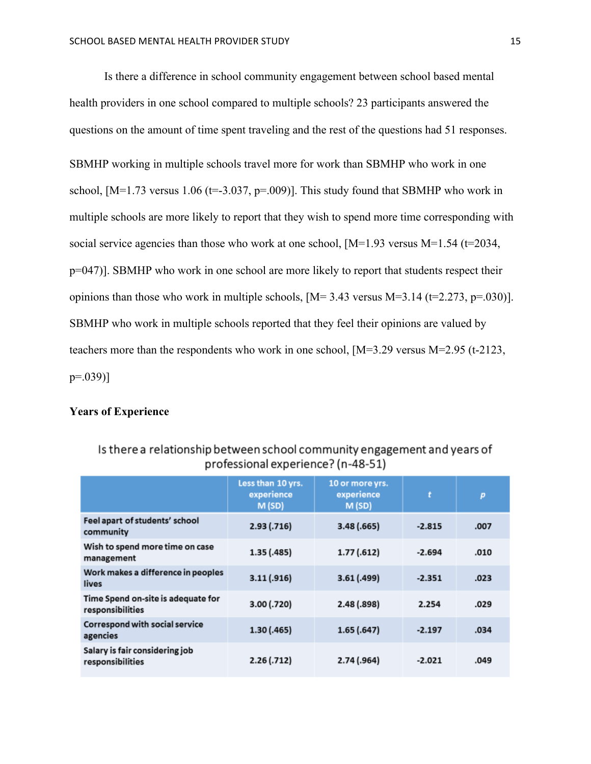Is there a difference in school community engagement between school based mental health providers in one school compared to multiple schools? 23 participants answered the questions on the amount of time spent traveling and the rest of the questions had 51 responses.

SBMHP working in multiple schools travel more for work than SBMHP who work in one school, [M=1.73 versus 1.06 (t=-3.037, p=.009)]. This study found that SBMHP who work in multiple schools are more likely to report that they wish to spend more time corresponding with social service agencies than those who work at one school, [M=1.93 versus M=1.54 (t=2034, p=047)]. SBMHP who work in one school are more likely to report that students respect their opinions than those who work in multiple schools, [M= 3.43 versus M=3.14 (t=2.273, p=.030)]. SBMHP who work in multiple schools reported that they feel their opinions are valued by teachers more than the respondents who work in one school, [M=3.29 versus M=2.95 (t-2123, p=.039)]

**Years of Experience**

Is there a relationship between school community engagement and years of professional experience? (n-48-51)

| | Less than 10 yrs. experience M (SD) | 10 or more yrs. experience M (SD) | *t* | *p* |
|---|---|---|---|---|
| Feel apart of students' school community | 2.93 (.716) | 3.48 (.665) | -2.815 | .007 |
| Wish to spend more time on case management | 1.35 (.485) | 1.77 (.612) | -2.694 | .010 |
| Work makes a difference in peoples lives | 3.11 (.916) | 3.61 (.499) | -2.351 | .023 |
| Time Spend on-site is adequate for responsibilities | 3.00 (.720) | 2.48 (.898) | 2.254 | .029 |
| Correspond with social service agencies | 1.30 (.465) | 1.65 (.647) | -2.197 | .034 |
| Salary is fair considering job responsibilities | 2.26 (.712) | 2.74 (.964) | -2.021 | .049 |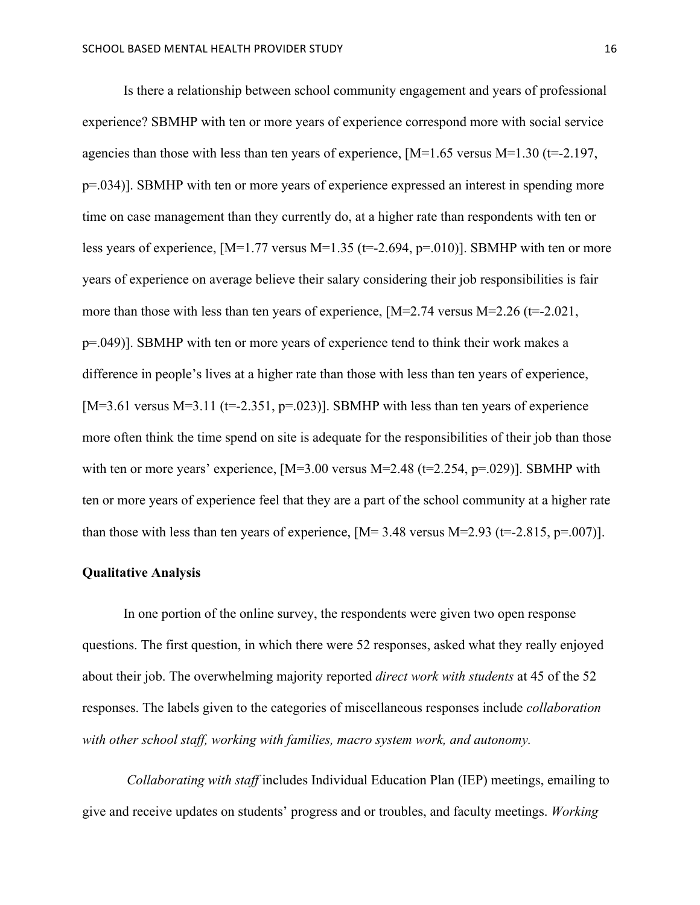Is there a relationship between school community engagement and years of professional experience? SBMHP with ten or more years of experience correspond more with social service agencies than those with less than ten years of experience, [$M=1.65$ versus $M=1.30$ ($t=-2.197$, $p=.034$)]. SBMHP with ten or more years of experience expressed an interest in spending more time on case management than they currently do, at a higher rate than respondents with ten or less years of experience, [$M=1.77$ versus $M=1.35$ ($t=-2.694$, $p=.010$)]. SBMHP with ten or more years of experience on average believe their salary considering their job responsibilities is fair more than those with less than ten years of experience, [$M=2.74$ versus $M=2.26$ ($t=-2.021$, $p=.049$)]. SBMHP with ten or more years of experience tend to think their work makes a difference in people's lives at a higher rate than those with less than ten years of experience, [$M=3.61$ versus $M=3.11$ ($t=-2.351$, $p=.023$)]. SBMHP with less than ten years of experience more often think the time spend on site is adequate for the responsibilities of their job than those with ten or more years' experience, [$M=3.00$ versus $M=2.48$ ($t=2.254$, $p=.029$)]. SBMHP with ten or more years of experience feel that they are a part of the school community at a higher rate than those with less than ten years of experience, [$M= 3.48$ versus $M=2.93$ ($t=-2.815$, $p=.007$)].

**Qualitative Analysis**

In one portion of the online survey, the respondents were given two open response questions. The first question, in which there were 52 responses, asked what they really enjoyed about their job. The overwhelming majority reported *direct work with students* at 45 of the 52 responses. The labels given to the categories of miscellaneous responses include *collaboration with other school staff, working with families, macro system work, and autonomy.*

*Collaborating with staff* includes Individual Education Plan (IEP) meetings, emailing to give and receive updates on students' progress and or troubles, and faculty meetings. *Working*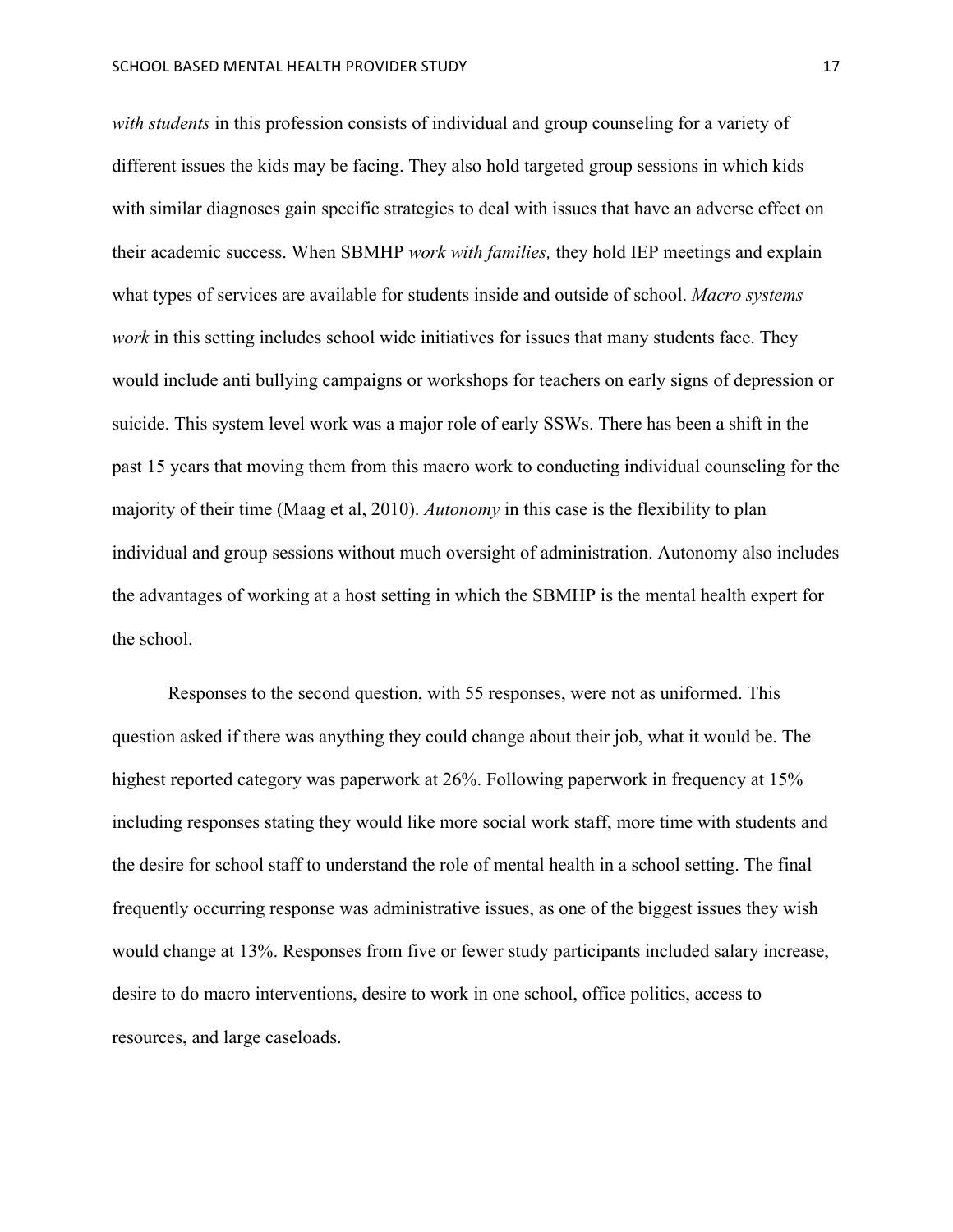*with students* in this profession consists of individual and group counseling for a variety of different issues the kids may be facing. They also hold targeted group sessions in which kids with similar diagnoses gain specific strategies to deal with issues that have an adverse effect on their academic success. When SBMHP *work with families,* they hold IEP meetings and explain what types of services are available for students inside and outside of school. *Macro systems work* in this setting includes school wide initiatives for issues that many students face. They would include anti bullying campaigns or workshops for teachers on early signs of depression or suicide. This system level work was a major role of early SSWs. There has been a shift in the past 15 years that moving them from this macro work to conducting individual counseling for the majority of their time (Maag et al, 2010). *Autonomy* in this case is the flexibility to plan individual and group sessions without much oversight of administration. Autonomy also includes the advantages of working at a host setting in which the SBMHP is the mental health expert for the school.

Responses to the second question, with 55 responses, were not as uniformed. This question asked if there was anything they could change about their job, what it would be. The highest reported category was paperwork at 26%. Following paperwork in frequency at 15% including responses stating they would like more social work staff, more time with students and the desire for school staff to understand the role of mental health in a school setting. The final frequently occurring response was administrative issues, as one of the biggest issues they wish would change at 13%. Responses from five or fewer study participants included salary increase, desire to do macro interventions, desire to work in one school, office politics, access to resources, and large caseloads.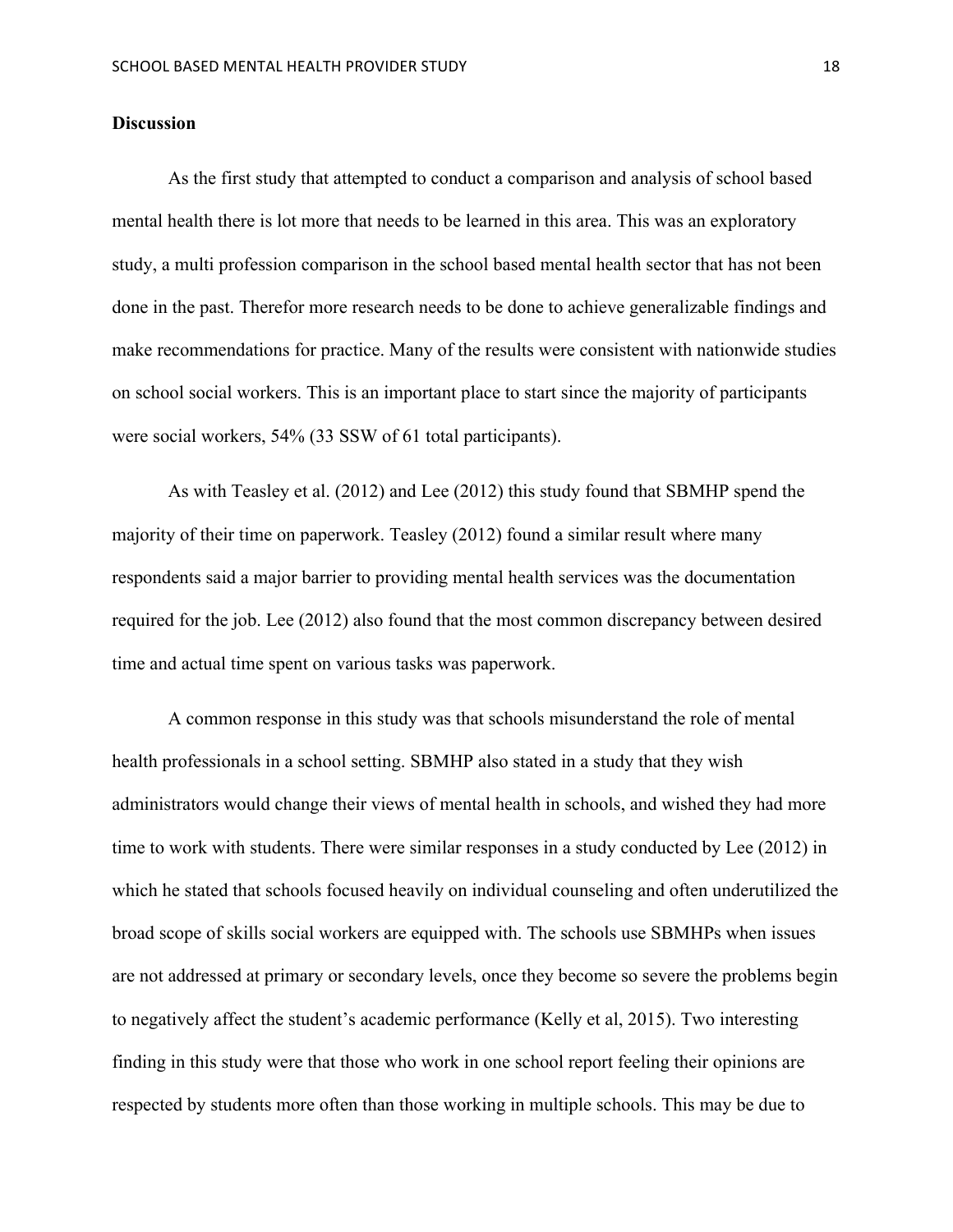**Discussion**

As the first study that attempted to conduct a comparison and analysis of school based mental health there is lot more that needs to be learned in this area. This was an exploratory study, a multi profession comparison in the school based mental health sector that has not been done in the past. Therefor more research needs to be done to achieve generalizable findings and make recommendations for practice. Many of the results were consistent with nationwide studies on school social workers. This is an important place to start since the majority of participants were social workers, 54% (33 SSW of 61 total participants).

As with Teasley et al. (2012) and Lee (2012) this study found that SBMHP spend the majority of their time on paperwork. Teasley (2012) found a similar result where many respondents said a major barrier to providing mental health services was the documentation required for the job. Lee (2012) also found that the most common discrepancy between desired time and actual time spent on various tasks was paperwork.

A common response in this study was that schools misunderstand the role of mental health professionals in a school setting. SBMHP also stated in a study that they wish administrators would change their views of mental health in schools, and wished they had more time to work with students. There were similar responses in a study conducted by Lee (2012) in which he stated that schools focused heavily on individual counseling and often underutilized the broad scope of skills social workers are equipped with. The schools use SBMHPs when issues are not addressed at primary or secondary levels, once they become so severe the problems begin to negatively affect the student's academic performance (Kelly et al, 2015). Two interesting finding in this study were that those who work in one school report feeling their opinions are respected by students more often than those working in multiple schools. This may be due to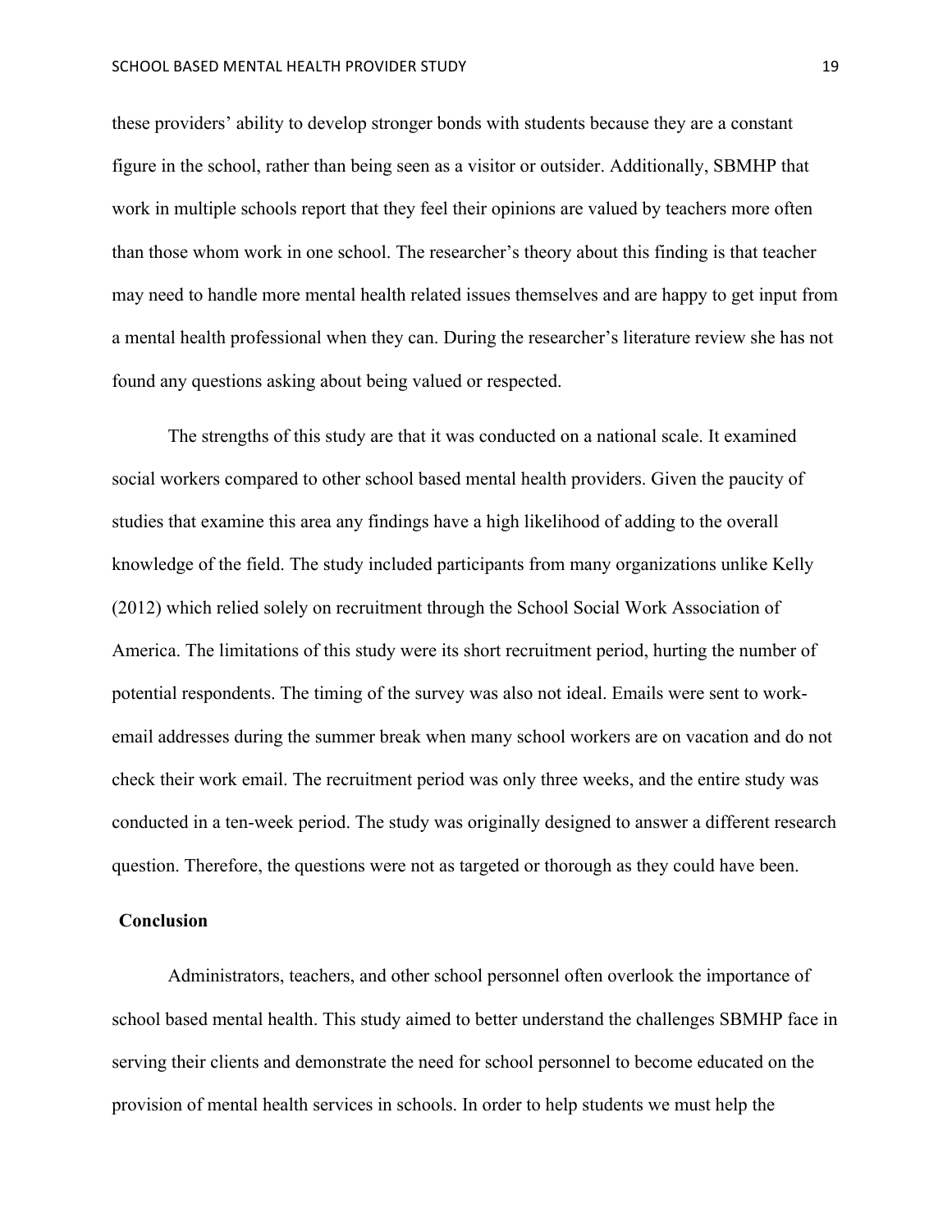these providers' ability to develop stronger bonds with students because they are a constant figure in the school, rather than being seen as a visitor or outsider. Additionally, SBMHP that work in multiple schools report that they feel their opinions are valued by teachers more often than those whom work in one school. The researcher's theory about this finding is that teacher may need to handle more mental health related issues themselves and are happy to get input from a mental health professional when they can. During the researcher's literature review she has not found any questions asking about being valued or respected.

The strengths of this study are that it was conducted on a national scale. It examined social workers compared to other school based mental health providers. Given the paucity of studies that examine this area any findings have a high likelihood of adding to the overall knowledge of the field. The study included participants from many organizations unlike Kelly (2012) which relied solely on recruitment through the School Social Work Association of America. The limitations of this study were its short recruitment period, hurting the number of potential respondents. The timing of the survey was also not ideal. Emails were sent to work-email addresses during the summer break when many school workers are on vacation and do not check their work email. The recruitment period was only three weeks, and the entire study was conducted in a ten-week period. The study was originally designed to answer a different research question. Therefore, the questions were not as targeted or thorough as they could have been.

**Conclusion**

Administrators, teachers, and other school personnel often overlook the importance of school based mental health. This study aimed to better understand the challenges SBMHP face in serving their clients and demonstrate the need for school personnel to become educated on the provision of mental health services in schools. In order to help students we must help the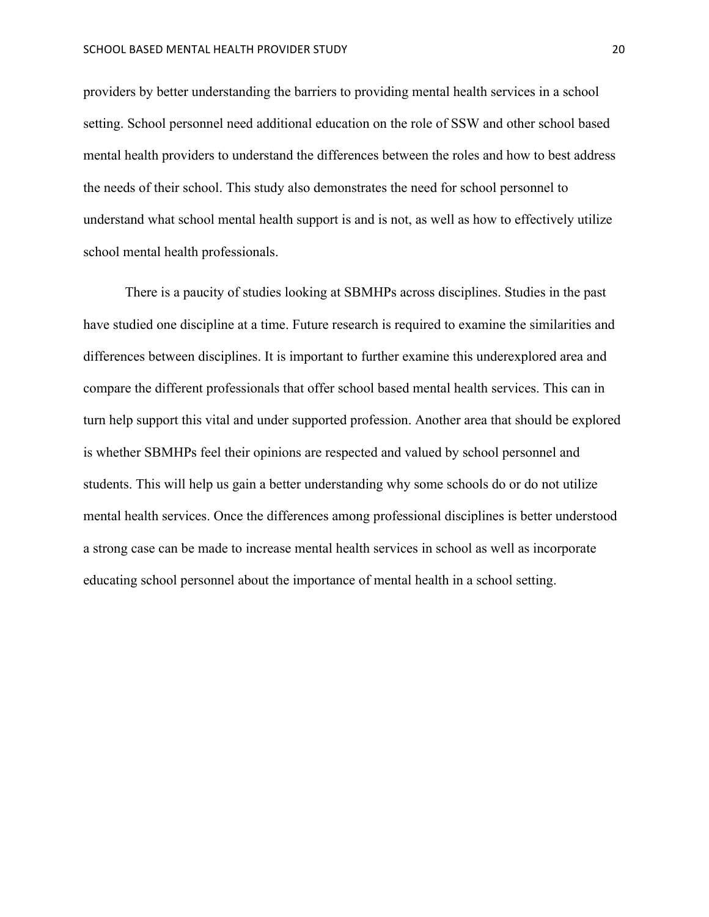providers by better understanding the barriers to providing mental health services in a school setting. School personnel need additional education on the role of SSW and other school based mental health providers to understand the differences between the roles and how to best address the needs of their school. This study also demonstrates the need for school personnel to understand what school mental health support is and is not, as well as how to effectively utilize school mental health professionals.

There is a paucity of studies looking at SBMHPs across disciplines. Studies in the past have studied one discipline at a time. Future research is required to examine the similarities and differences between disciplines. It is important to further examine this underexplored area and compare the different professionals that offer school based mental health services. This can in turn help support this vital and under supported profession. Another area that should be explored is whether SBMHPs feel their opinions are respected and valued by school personnel and students. This will help us gain a better understanding why some schools do or do not utilize mental health services. Once the differences among professional disciplines is better understood a strong case can be made to increase mental health services in school as well as incorporate educating school personnel about the importance of mental health in a school setting.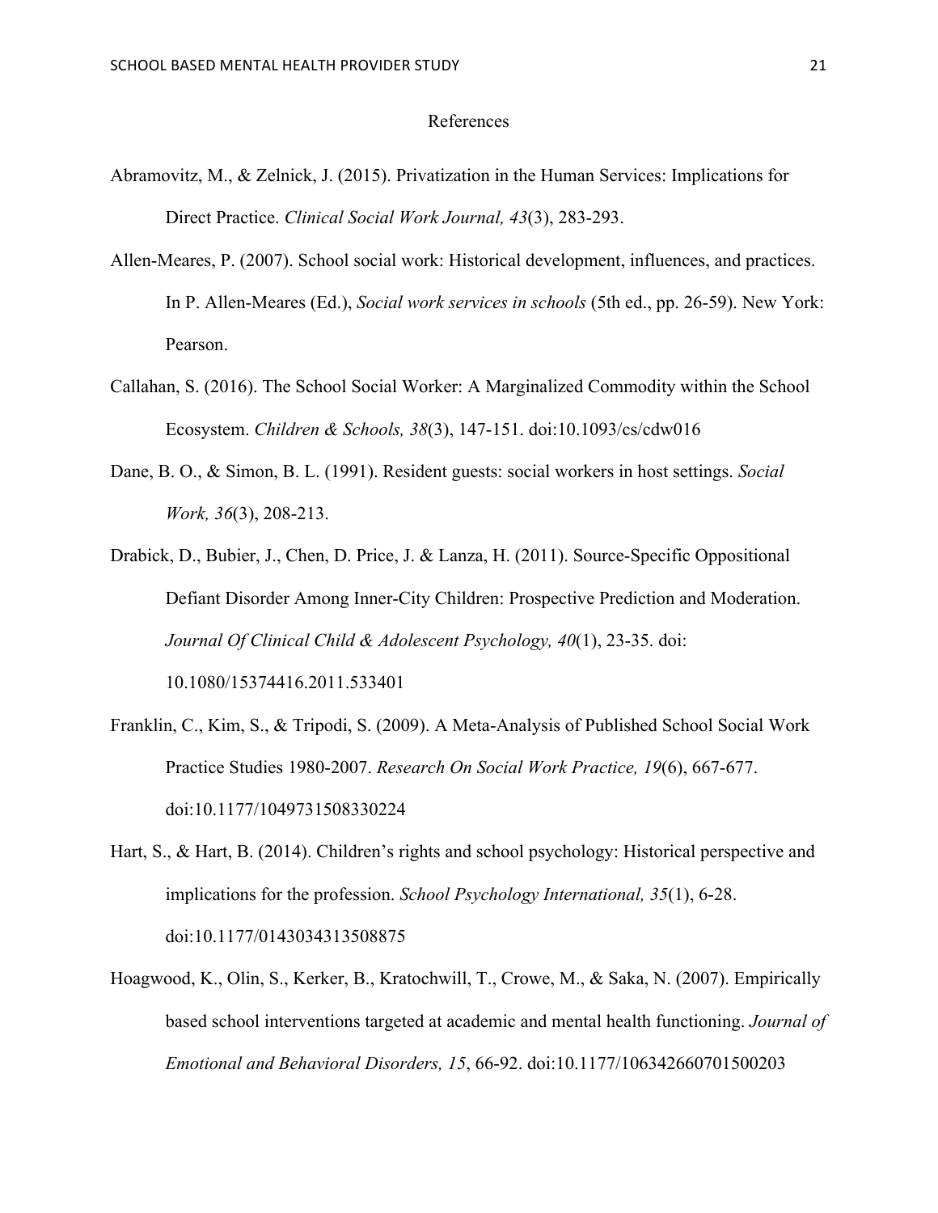# References

Abramovitz, M., & Zelnick, J. (2015). Privatization in the Human Services: Implications for Direct Practice. *Clinical Social Work Journal, 43*(3), 283-293.

Allen-Meares, P. (2007). School social work: Historical development, influences, and practices. In P. Allen-Meares (Ed.), *Social work services in schools* (5th ed., pp. 26-59). New York: Pearson.

Callahan, S. (2016). The School Social Worker: A Marginalized Commodity within the School Ecosystem. *Children & Schools, 38*(3), 147-151. doi:10.1093/cs/cdw016

Dane, B. O., & Simon, B. L. (1991). Resident guests: social workers in host settings. *Social Work, 36*(3), 208-213.

Drabick, D., Bubier, J., Chen, D. Price, J. & Lanza, H. (2011). Source-Specific Oppositional Defiant Disorder Among Inner-City Children: Prospective Prediction and Moderation. *Journal Of Clinical Child & Adolescent Psychology, 40*(1), 23-35. doi: 10.1080/15374416.2011.533401

Franklin, C., Kim, S., & Tripodi, S. (2009). A Meta-Analysis of Published School Social Work Practice Studies 1980-2007. *Research On Social Work Practice, 19*(6), 667-677. doi:10.1177/1049731508330224

Hart, S., & Hart, B. (2014). Children's rights and school psychology: Historical perspective and implications for the profession. *School Psychology International, 35*(1), 6-28. doi:10.1177/0143034313508875

Hoagwood, K., Olin, S., Kerker, B., Kratochwill, T., Crowe, M., & Saka, N. (2007). Empirically based school interventions targeted at academic and mental health functioning. *Journal of Emotional and Behavioral Disorders, 15*, 66-92. doi:10.1177/106342660701500203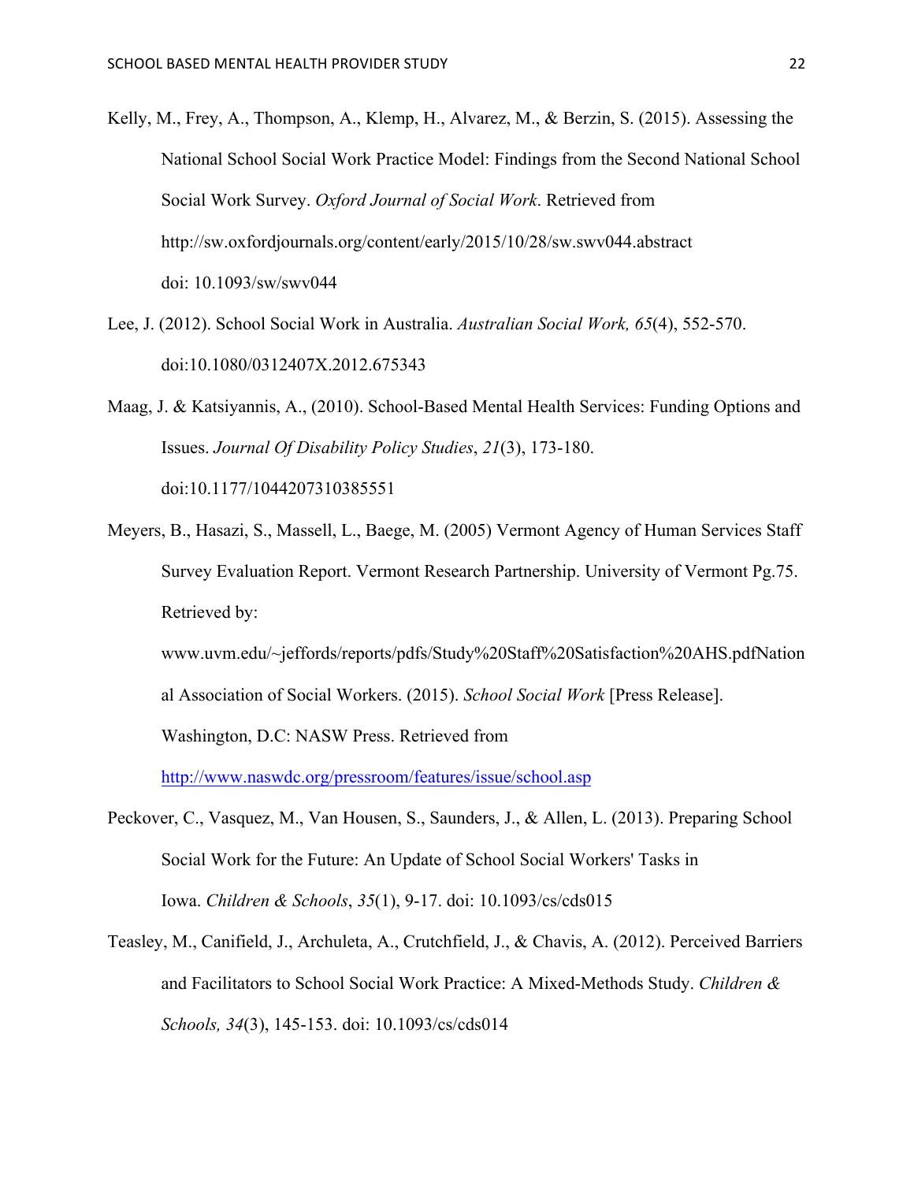Kelly, M., Frey, A., Thompson, A., Klemp, H., Alvarez, M., & Berzin, S. (2015). Assessing the National School Social Work Practice Model: Findings from the Second National School Social Work Survey. *Oxford Journal of Social Work*. Retrieved from http://sw.oxfordjournals.org/content/early/2015/10/28/sw.swv044.abstract doi: 10.1093/sw/swv044

Lee, J. (2012). School Social Work in Australia. *Australian Social Work, 65*(4), 552-570. doi:10.1080/0312407X.2012.675343

Maag, J. & Katsiyannis, A., (2010). School-Based Mental Health Services: Funding Options and Issues. *Journal Of Disability Policy Studies*, *21*(3), 173-180. doi:10.1177/1044207310385551

Meyers, B., Hasazi, S., Massell, L., Baege, M. (2005) Vermont Agency of Human Services Staff Survey Evaluation Report. Vermont Research Partnership. University of Vermont Pg.75. Retrieved by: www.uvm.edu/~jeffords/reports/pdfs/Study%20Staff%20Satisfaction%20AHS.pdfNational Association of Social Workers. (2015). *School Social Work* [Press Release]. Washington, D.C: NASW Press. Retrieved from http://www.naswdc.org/pressroom/features/issue/school.asp

Peckover, C., Vasquez, M., Van Housen, S., Saunders, J., & Allen, L. (2013). Preparing School Social Work for the Future: An Update of School Social Workers' Tasks in Iowa. *Children & Schools*, *35*(1), 9-17. doi: 10.1093/cs/cds015

Teasley, M., Canifield, J., Archuleta, A., Crutchfield, J., & Chavis, A. (2012). Perceived Barriers and Facilitators to School Social Work Practice: A Mixed-Methods Study. *Children & Schools, 34*(3), 145-153. doi: 10.1093/cs/cds014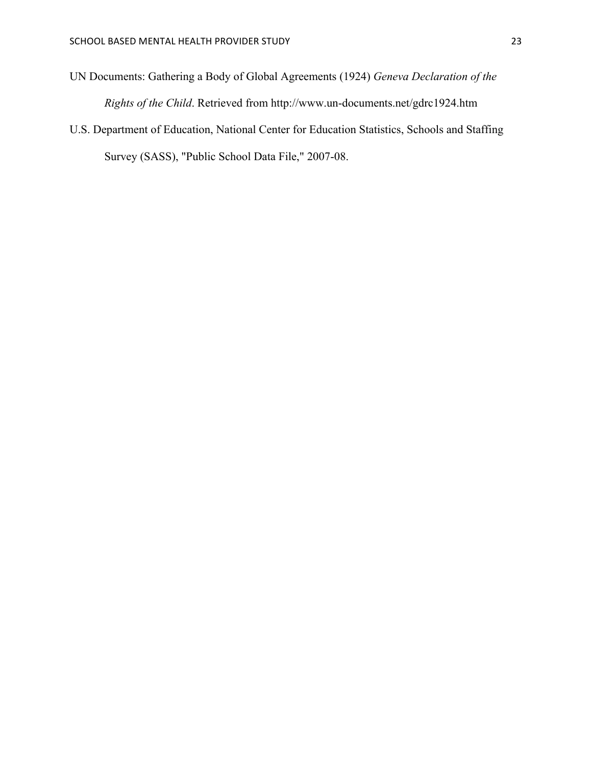UN Documents: Gathering a Body of Global Agreements (1924) *Geneva Declaration of the Rights of the Child*. Retrieved from http://www.un-documents.net/gdrc1924.htm

U.S. Department of Education, National Center for Education Statistics, Schools and Staffing Survey (SASS), "Public School Data File," 2007-08.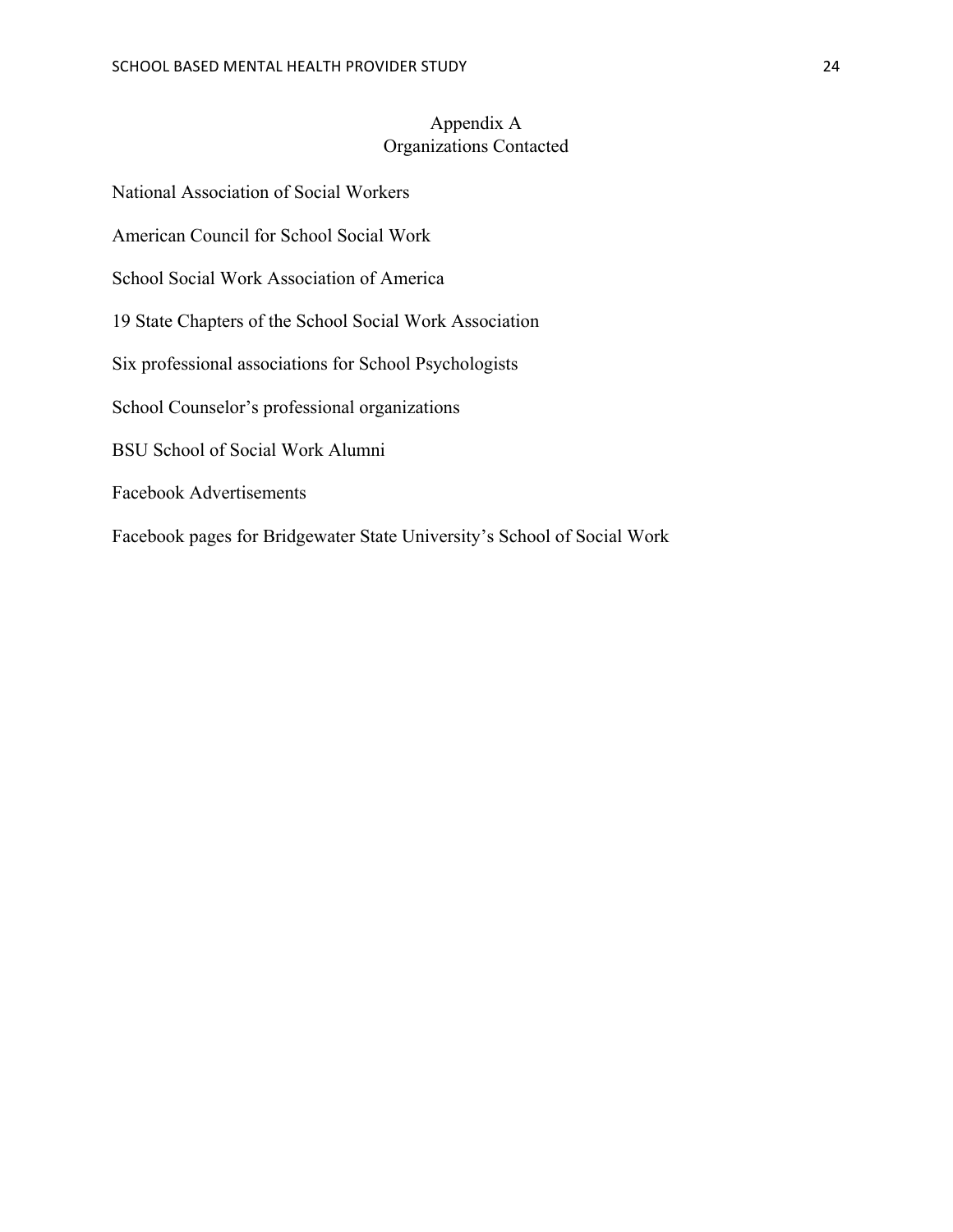# Appendix A
## Organizations Contacted

National Association of Social Workers

American Council for School Social Work

School Social Work Association of America

19 State Chapters of the School Social Work Association

Six professional associations for School Psychologists

School Counselor's professional organizations

BSU School of Social Work Alumni

Facebook Advertisements

Facebook pages for Bridgewater State University's School of Social Work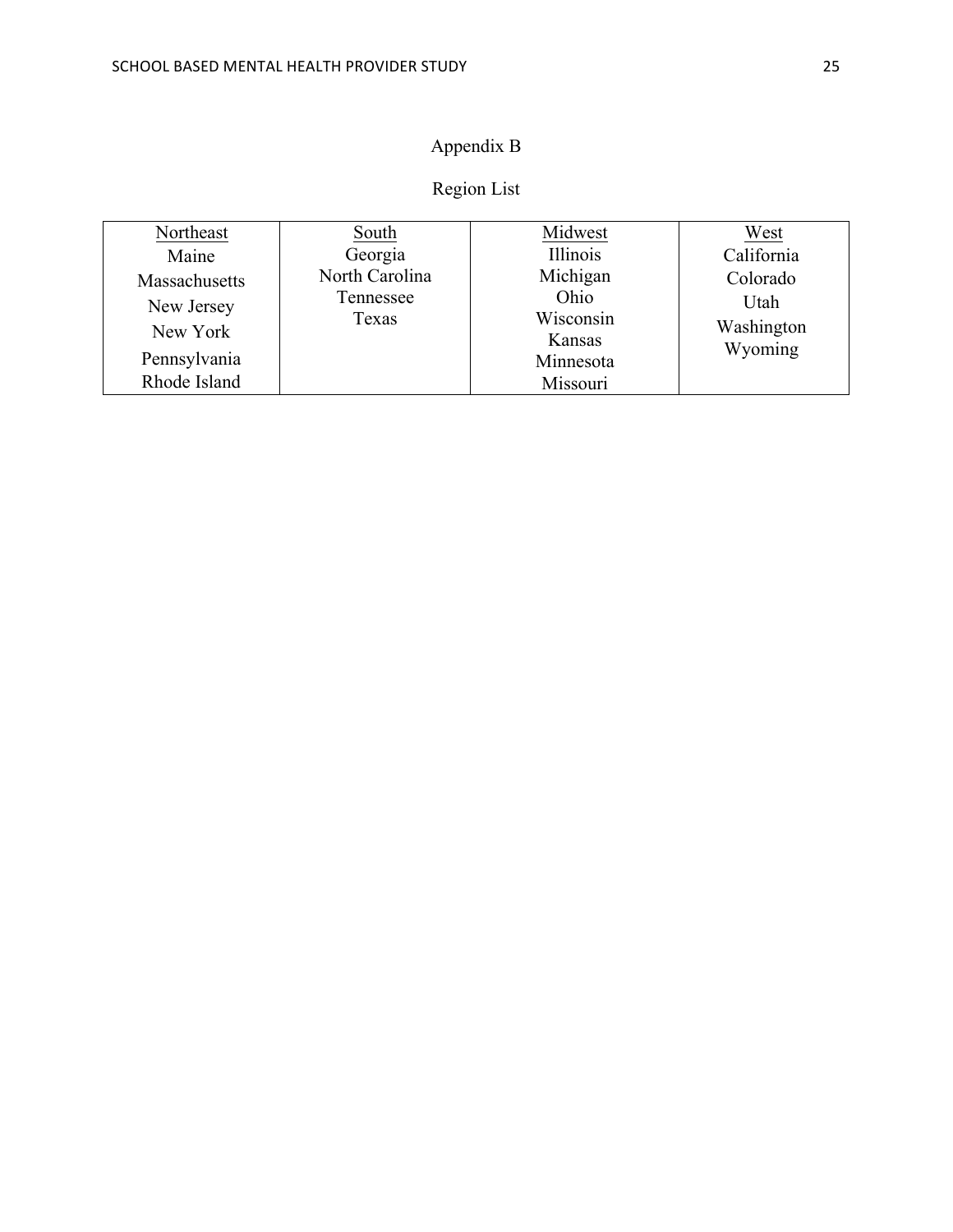# Appendix B

## Region List

| Northeast | South | Midwest | West |
|---|---|---|---|
| Maine | Georgia | Illinois | California |
| Massachusetts | North Carolina | Michigan | Colorado |
| New Jersey | Tennessee | Ohio | Utah |
| New York | Texas | Wisconsin | Washington |
| Pennsylvania | | Kansas | Wyoming |
| Rhode Island | | Minnesota | |
| | | Missouri | |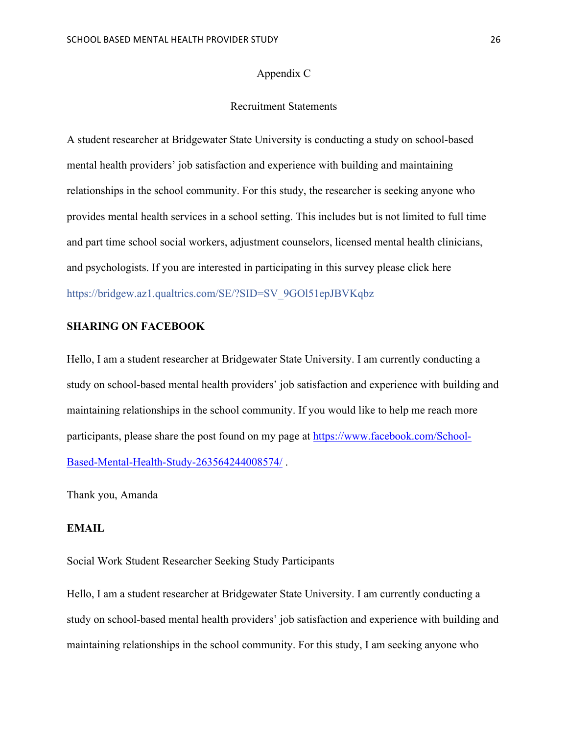# Appendix C

## Recruitment Statements

A student researcher at Bridgewater State University is conducting a study on school-based mental health providers' job satisfaction and experience with building and maintaining relationships in the school community. For this study, the researcher is seeking anyone who provides mental health services in a school setting. This includes but is not limited to full time and part time school social workers, adjustment counselors, licensed mental health clinicians, and psychologists. If you are interested in participating in this survey please click here https://bridgew.az1.qualtrics.com/SE/?SID=SV_9GOl51epJBVKqbz

**SHARING ON FACEBOOK**

Hello, I am a student researcher at Bridgewater State University. I am currently conducting a study on school-based mental health providers' job satisfaction and experience with building and maintaining relationships in the school community. If you would like to help me reach more participants, please share the post found on my page at https://www.facebook.com/School-Based-Mental-Health-Study-263564244008574/ .

Thank you, Amanda

**EMAIL**

Social Work Student Researcher Seeking Study Participants

Hello, I am a student researcher at Bridgewater State University. I am currently conducting a study on school-based mental health providers' job satisfaction and experience with building and maintaining relationships in the school community. For this study, I am seeking anyone who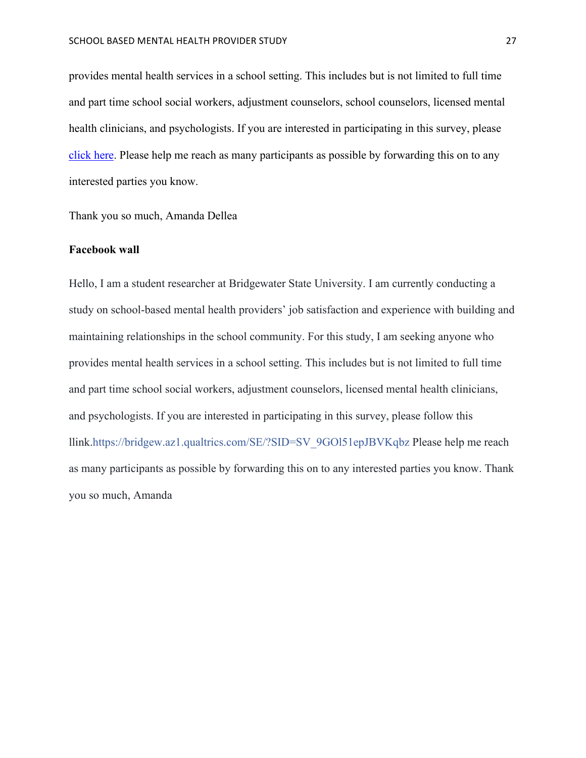provides mental health services in a school setting. This includes but is not limited to full time and part time school social workers, adjustment counselors, school counselors, licensed mental health clinicians, and psychologists. If you are interested in participating in this survey, please [click here](). Please help me reach as many participants as possible by forwarding this on to any interested parties you know.

Thank you so much, Amanda Dellea

**Facebook wall**

Hello, I am a student researcher at Bridgewater State University. I am currently conducting a study on school-based mental health providers' job satisfaction and experience with building and maintaining relationships in the school community. For this study, I am seeking anyone who provides mental health services in a school setting. This includes but is not limited to full time and part time school social workers, adjustment counselors, licensed mental health clinicians, and psychologists. If you are interested in participating in this survey, please follow this llink.https://bridgew.az1.qualtrics.com/SE/?SID=SV_9GOl51epJBVKqbz Please help me reach as many participants as possible by forwarding this on to any interested parties you know. Thank you so much, Amanda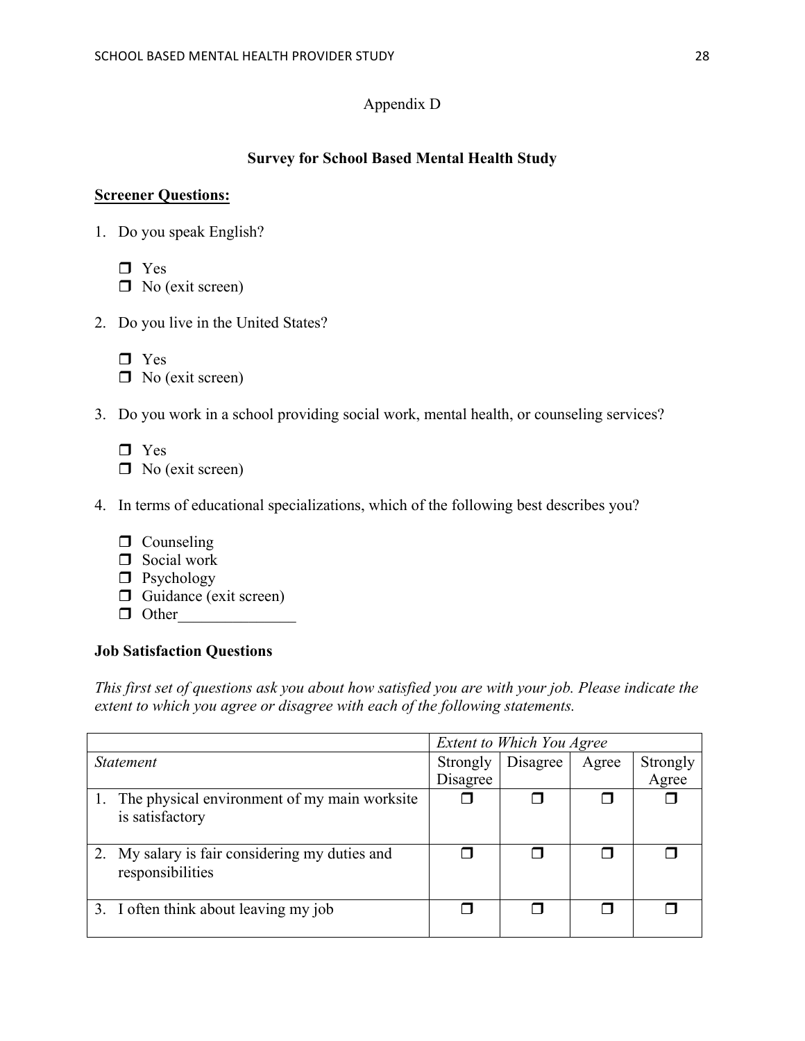Appendix D

**Survey for School Based Mental Health Study**

**Screener Questions:**

1. Do you speak English?

   ❒ Yes
   ❒ No (exit screen)

2. Do you live in the United States?

   ❒ Yes
   ❒ No (exit screen)

3. Do you work in a school providing social work, mental health, or counseling services?

   ❒ Yes
   ❒ No (exit screen)

4. In terms of educational specializations, which of the following best describes you?

   ❒ Counseling
   ❒ Social work
   ❒ Psychology
   ❒ Guidance (exit screen)
   ❒ Other_______________

**Job Satisfaction Questions**

*This first set of questions ask you about how satisfied you are with your job. Please indicate the extent to which you agree or disagree with each of the following statements.*

| | *Extent to Which You Agree* | | | |
|---|---|---|---|---|
| *Statement* | Strongly Disagree | Disagree | Agree | Strongly Agree |
| 1. The physical environment of my main worksite is satisfactory | ❒ | ❒ | ❒ | ❒ |
| 2. My salary is fair considering my duties and responsibilities | ❒ | ❒ | ❒ | ❒ |
| 3. I often think about leaving my job | ❒ | ❒ | ❒ | ❒ |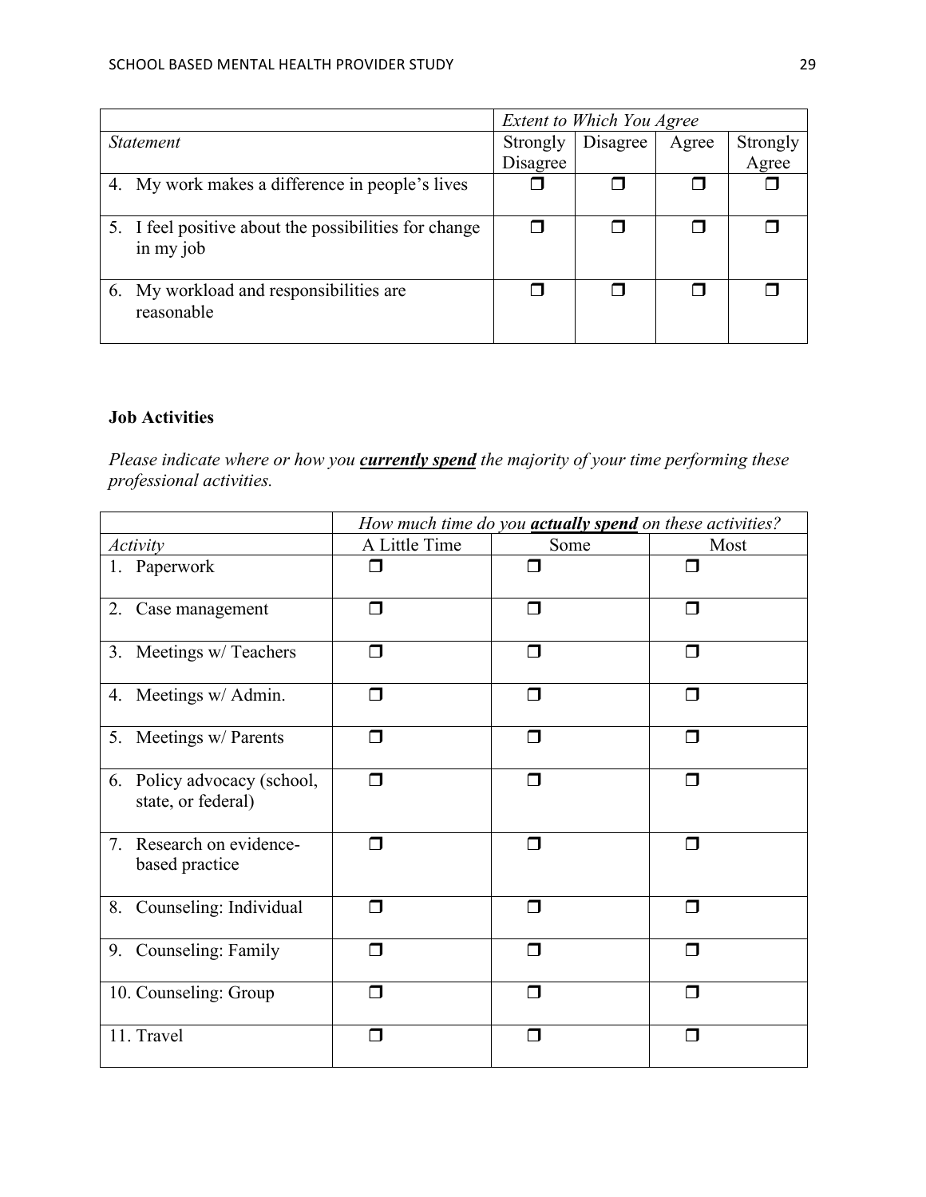| | *Extent to Which You Agree* | | | |
|---|---|---|---|---|
| *Statement* | Strongly Disagree | Disagree | Agree | Strongly Agree |
| 4. My work makes a difference in people's lives | ❐ | ❐ | ❐ | ❐ |
| 5. I feel positive about the possibilities for change in my job | ❐ | ❐ | ❐ | ❐ |
| 6. My workload and responsibilities are reasonable | ❐ | ❐ | ❐ | ❐ |

**Job Activities**

*Please indicate where or how you **currently spend** the majority of your time performing these professional activities.*

| | *How much time do you **actually spend** on these activities?* | | |
|---|---|---|---|
| *Activity* | A Little Time | Some | Most |
| 1. Paperwork | ❐ | ❐ | ❐ |
| 2. Case management | ❐ | ❐ | ❐ |
| 3. Meetings w/ Teachers | ❐ | ❐ | ❐ |
| 4. Meetings w/ Admin. | ❐ | ❐ | ❐ |
| 5. Meetings w/ Parents | ❐ | ❐ | ❐ |
| 6. Policy advocacy (school, state, or federal) | ❐ | ❐ | ❐ |
| 7. Research on evidence-based practice | ❐ | ❐ | ❐ |
| 8. Counseling: Individual | ❐ | ❐ | ❐ |
| 9. Counseling: Family | ❐ | ❐ | ❐ |
| 10. Counseling: Group | ❐ | ❐ | ❐ |
| 11. Travel | ❐ | ❐ | ❐ |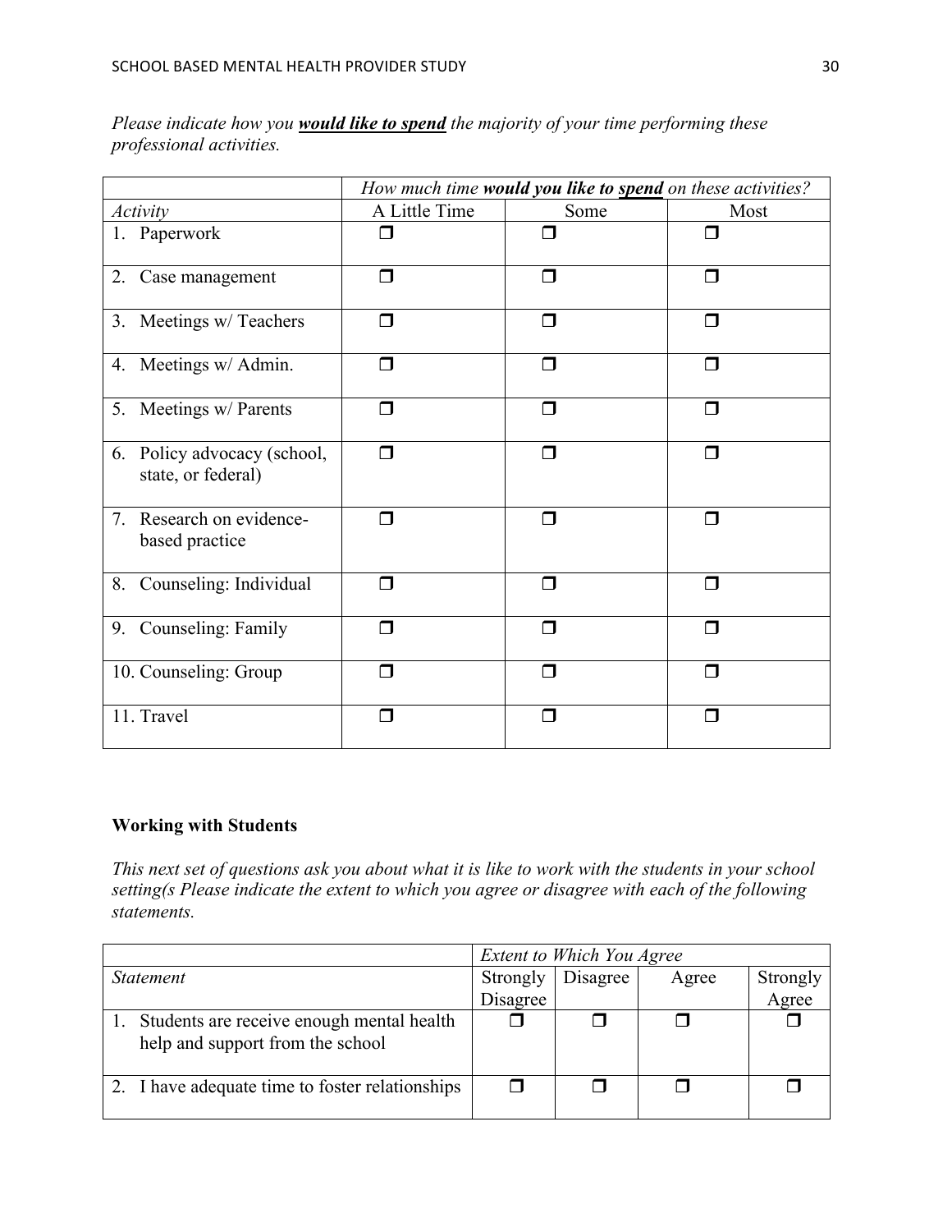*Please indicate how you* ***would like to spend*** *the majority of your time performing these professional activities.*

| | *How much time* ***would you like to spend*** *on these activities?* | | |
|---|---|---|---|
| *Activity* | A Little Time | Some | Most |
| 1. Paperwork | ❒ | ❒ | ❒ |
| 2. Case management | ❒ | ❒ | ❒ |
| 3. Meetings w/ Teachers | ❒ | ❒ | ❒ |
| 4. Meetings w/ Admin. | ❒ | ❒ | ❒ |
| 5. Meetings w/ Parents | ❒ | ❒ | ❒ |
| 6. Policy advocacy (school, state, or federal) | ❒ | ❒ | ❒ |
| 7. Research on evidence-based practice | ❒ | ❒ | ❒ |
| 8. Counseling: Individual | ❒ | ❒ | ❒ |
| 9. Counseling: Family | ❒ | ❒ | ❒ |
| 10. Counseling: Group | ❒ | ❒ | ❒ |
| 11. Travel | ❒ | ❒ | ❒ |

**Working with Students**

*This next set of questions ask you about what it is like to work with the students in your school setting(s Please indicate the extent to which you agree or disagree with each of the following statements.*

| | *Extent to Which You Agree* | | | |
|---|---|---|---|---|
| *Statement* | Strongly Disagree | Disagree | Agree | Strongly Agree |
| 1. Students are receive enough mental health help and support from the school | ❒ | ❒ | ❒ | ❒ |
| 2. I have adequate time to foster relationships | ❒ | ❒ | ❒ | ❒ |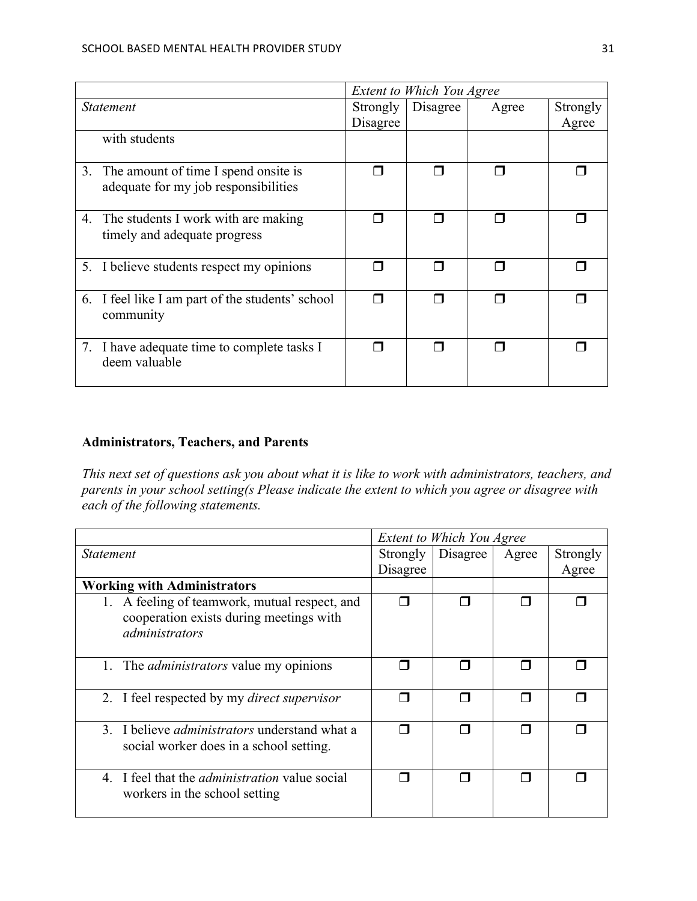| Statement | Extent to Which You Agree | | | |
|---|---|---|---|---|
| | Strongly Disagree | Disagree | Agree | Strongly Agree |
| with students | | | | |
| 3. The amount of time I spend onsite is adequate for my job responsibilities | ❐ | ❐ | ❐ | ❐ |
| 4. The students I work with are making timely and adequate progress | ❐ | ❐ | ❐ | ❐ |
| 5. I believe students respect my opinions | ❐ | ❐ | ❐ | ❐ |
| 6. I feel like I am part of the students' school community | ❐ | ❐ | ❐ | ❐ |
| 7. I have adequate time to complete tasks I deem valuable | ❐ | ❐ | ❐ | ❐ |

**Administrators, Teachers, and Parents**

*This next set of questions ask you about what it is like to work with administrators, teachers, and parents in your school setting(s Please indicate the extent to which you agree or disagree with each of the following statements.*

| Statement | Extent to Which You Agree | | | |
|---|---|---|---|---|
| | Strongly Disagree | Disagree | Agree | Strongly Agree |
| **Working with Administrators** | | | | |
| 1. A feeling of teamwork, mutual respect, and cooperation exists during meetings with *administrators* | ❐ | ❐ | ❐ | ❐ |
| 1. The *administrators* value my opinions | ❐ | ❐ | ❐ | ❐ |
| 2. I feel respected by my *direct supervisor* | ❐ | ❐ | ❐ | ❐ |
| 3. I believe *administrators* understand what a social worker does in a school setting. | ❐ | ❐ | ❐ | ❐ |
| 4. I feel that the *administration* value social workers in the school setting | ❐ | ❐ | ❐ | ❐ |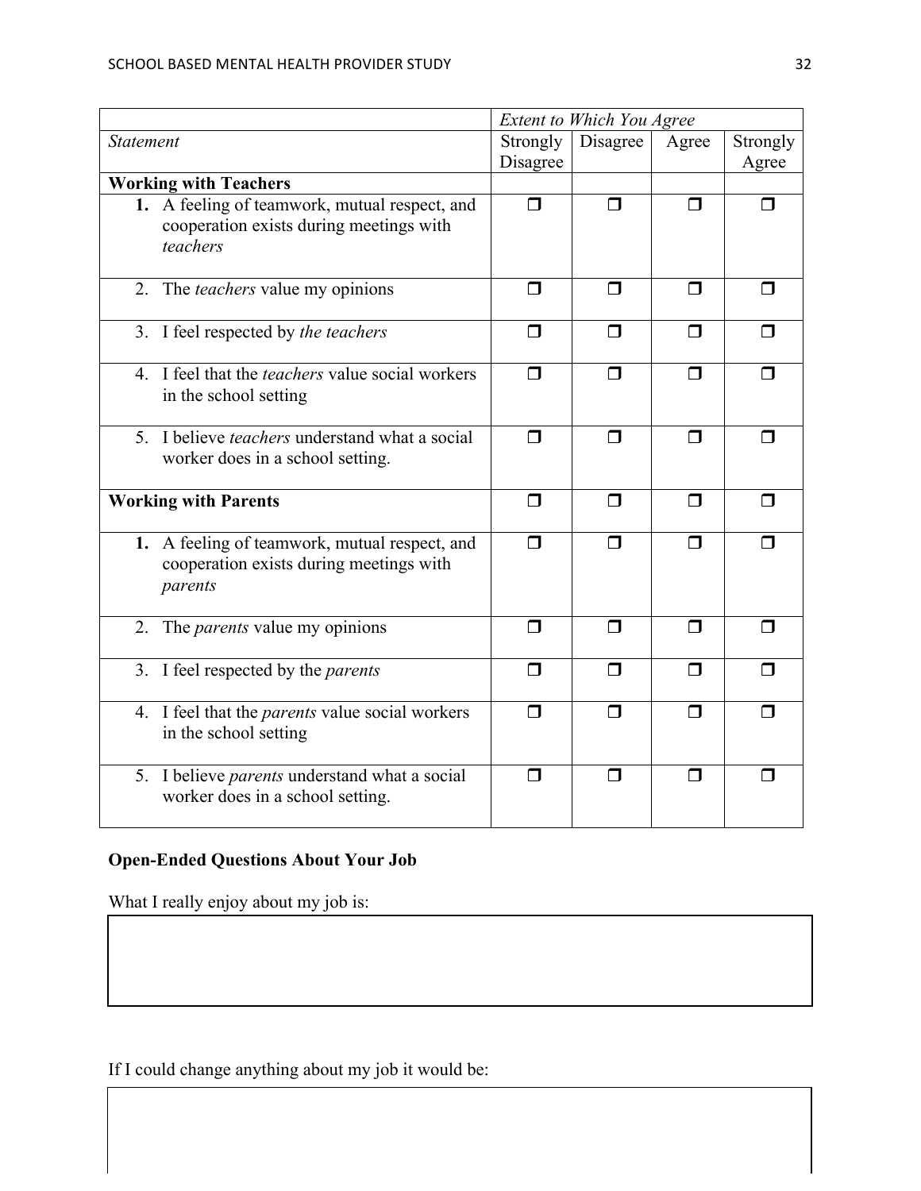| | *Extent to Which You Agree* | | | |
|---|---|---|---|---|
| *Statement* | Strongly Disagree | Disagree | Agree | Strongly Agree |
| **Working with Teachers** | | | | |
| **1.** A feeling of teamwork, mutual respect, and cooperation exists during meetings with *teachers* | ❒ | ❒ | ❒ | ❒ |
| 2. The *teachers* value my opinions | ❒ | ❒ | ❒ | ❒ |
| 3. I feel respected by *the teachers* | ❒ | ❒ | ❒ | ❒ |
| 4. I feel that the *teachers* value social workers in the school setting | ❒ | ❒ | ❒ | ❒ |
| 5. I believe *teachers* understand what a social worker does in a school setting. | ❒ | ❒ | ❒ | ❒ |
| **Working with Parents** | ❒ | ❒ | ❒ | ❒ |
| **1.** A feeling of teamwork, mutual respect, and cooperation exists during meetings with *parents* | ❒ | ❒ | ❒ | ❒ |
| 2. The *parents* value my opinions | ❒ | ❒ | ❒ | ❒ |
| 3. I feel respected by the *parents* | ❒ | ❒ | ❒ | ❒ |
| 4. I feel that the *parents* value social workers in the school setting | ❒ | ❒ | ❒ | ❒ |
| 5. I believe *parents* understand what a social worker does in a school setting. | ❒ | ❒ | ❒ | ❒ |

**Open-Ended Questions About Your Job**

What I really enjoy about my job is:

If I could change anything about my job it would be: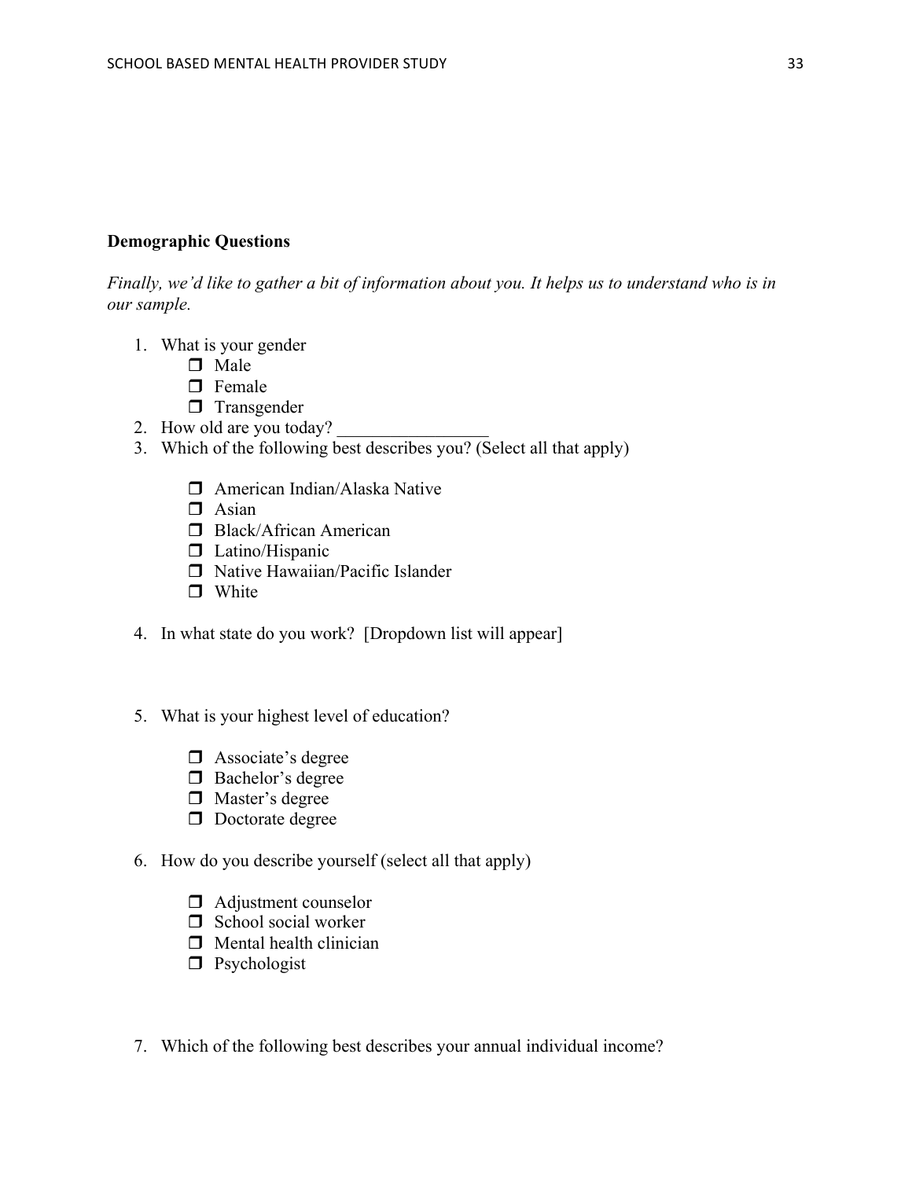**Demographic Questions**

*Finally, we'd like to gather a bit of information about you. It helps us to understand who is in our sample.*

1. What is your gender
   - ❒ Male
   - ❒ Female
   - ❒ Transgender
2. How old are you today? _________________
3. Which of the following best describes you? (Select all that apply)

   - ❒ American Indian/Alaska Native
   - ❒ Asian
   - ❒ Black/African American
   - ❒ Latino/Hispanic
   - ❒ Native Hawaiian/Pacific Islander
   - ❒ White

4. In what state do you work?  [Dropdown list will appear]

5. What is your highest level of education?

   - ❒ Associate's degree
   - ❒ Bachelor's degree
   - ❒ Master's degree
   - ❒ Doctorate degree

6. How do you describe yourself (select all that apply)

   - ❒ Adjustment counselor
   - ❒ School social worker
   - ❒ Mental health clinician
   - ❒ Psychologist

7. Which of the following best describes your annual individual income?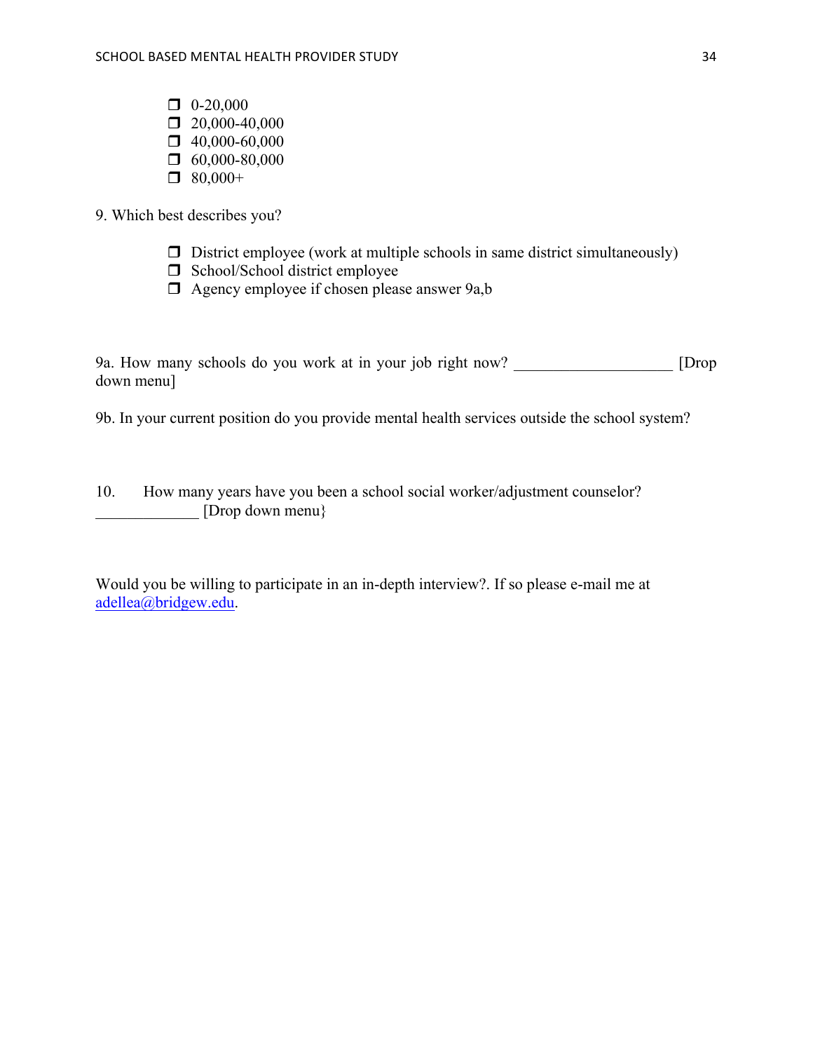- ❒ 0-20,000
- ❒ 20,000-40,000
- ❒ 40,000-60,000
- ❒ 60,000-80,000
- ❒ 80,000+

9. Which best describes you?

- ❒ District employee (work at multiple schools in same district simultaneously)
- ❒ School/School district employee
- ❒ Agency employee if chosen please answer 9a,b

9a. How many schools do you work at in your job right now? ____________________ [Drop down menu]

9b. In your current position do you provide mental health services outside the school system?

10. How many years have you been a school social worker/adjustment counselor? _____________ [Drop down menu}

Would you be willing to participate in an in-depth interview?. If so please e-mail me at adellea@bridgew.edu.